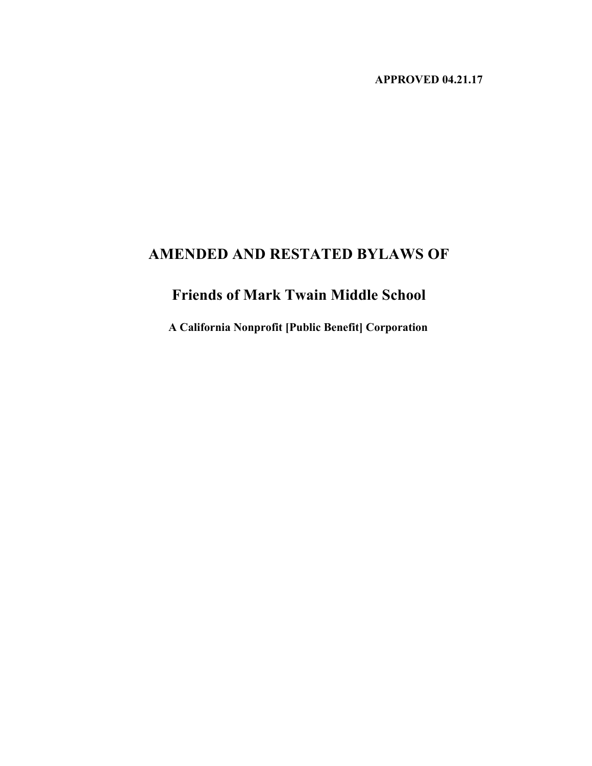**APPROVED 04.21.17**

# AMENDED AND RESTATED BYLAWS OF

# Friends of Mark Twain Middle School

**A California Nonprofit [Public Benefit] Corporation**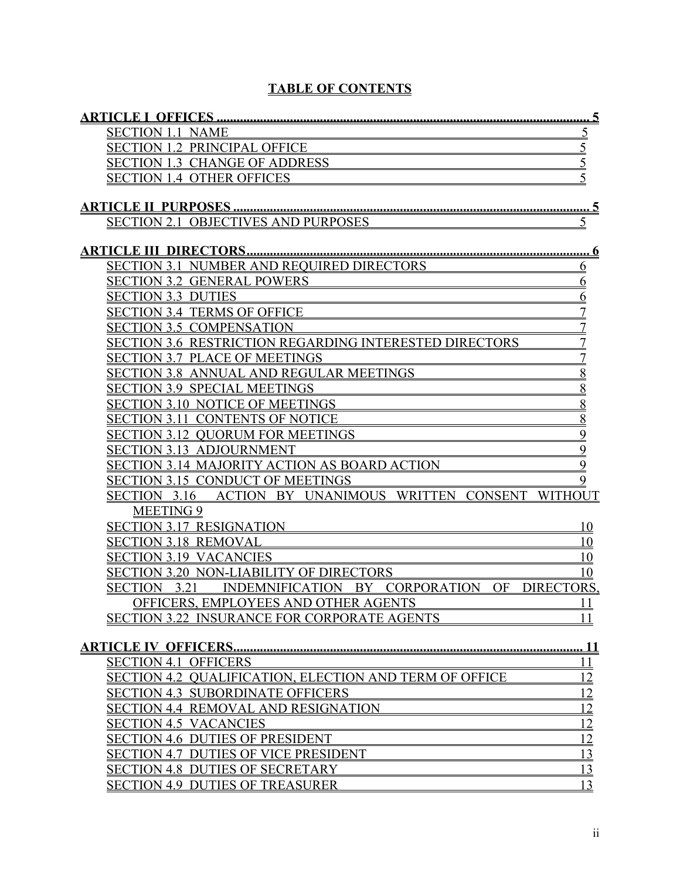# TABLE OF CONTENTS

**ARTICLE I OFFICES** ..... **5**

- SECTION 1.1 NAME ..... 5
- SECTION 1.2 PRINCIPAL OFFICE ..... 5
- SECTION 1.3 CHANGE OF ADDRESS ..... 5
- SECTION 1.4 OTHER OFFICES ..... 5

**ARTICLE II PURPOSES** ..... **5**

- SECTION 2.1 OBJECTIVES AND PURPOSES ..... 5

**ARTICLE III DIRECTORS** ..... **6**

- SECTION 3.1 NUMBER AND REQUIRED DIRECTORS ..... 6
- SECTION 3.2 GENERAL POWERS ..... 6
- SECTION 3.3 DUTIES ..... 6
- SECTION 3.4 TERMS OF OFFICE ..... 7
- SECTION 3.5 COMPENSATION ..... 7
- SECTION 3.6 RESTRICTION REGARDING INTERESTED DIRECTORS ..... 7
- SECTION 3.7 PLACE OF MEETINGS ..... 7
- SECTION 3.8 ANNUAL AND REGULAR MEETINGS ..... 8
- SECTION 3.9 SPECIAL MEETINGS ..... 8
- SECTION 3.10 NOTICE OF MEETINGS ..... 8
- SECTION 3.11 CONTENTS OF NOTICE ..... 8
- SECTION 3.12 QUORUM FOR MEETINGS ..... 9
- SECTION 3.13 ADJOURNMENT ..... 9
- SECTION 3.14 MAJORITY ACTION AS BOARD ACTION ..... 9
- SECTION 3.15 CONDUCT OF MEETINGS ..... 9
- SECTION 3.16 ACTION BY UNANIMOUS WRITTEN CONSENT WITHOUT MEETING 9
- SECTION 3.17 RESIGNATION ..... 10
- SECTION 3.18 REMOVAL ..... 10
- SECTION 3.19 VACANCIES ..... 10
- SECTION 3.20 NON-LIABILITY OF DIRECTORS ..... 10
- SECTION 3.21 INDEMNIFICATION BY CORPORATION OF DIRECTORS, OFFICERS, EMPLOYEES AND OTHER AGENTS ..... 11
- SECTION 3.22 INSURANCE FOR CORPORATE AGENTS ..... 11

**ARTICLE IV OFFICERS** ..... **11**

- SECTION 4.1 OFFICERS ..... 11
- SECTION 4.2 QUALIFICATION, ELECTION AND TERM OF OFFICE ..... 12
- SECTION 4.3 SUBORDINATE OFFICERS ..... 12
- SECTION 4.4 REMOVAL AND RESIGNATION ..... 12
- SECTION 4.5 VACANCIES ..... 12
- SECTION 4.6 DUTIES OF PRESIDENT ..... 12
- SECTION 4.7 DUTIES OF VICE PRESIDENT ..... 13
- SECTION 4.8 DUTIES OF SECRETARY ..... 13
- SECTION 4.9 DUTIES OF TREASURER ..... 13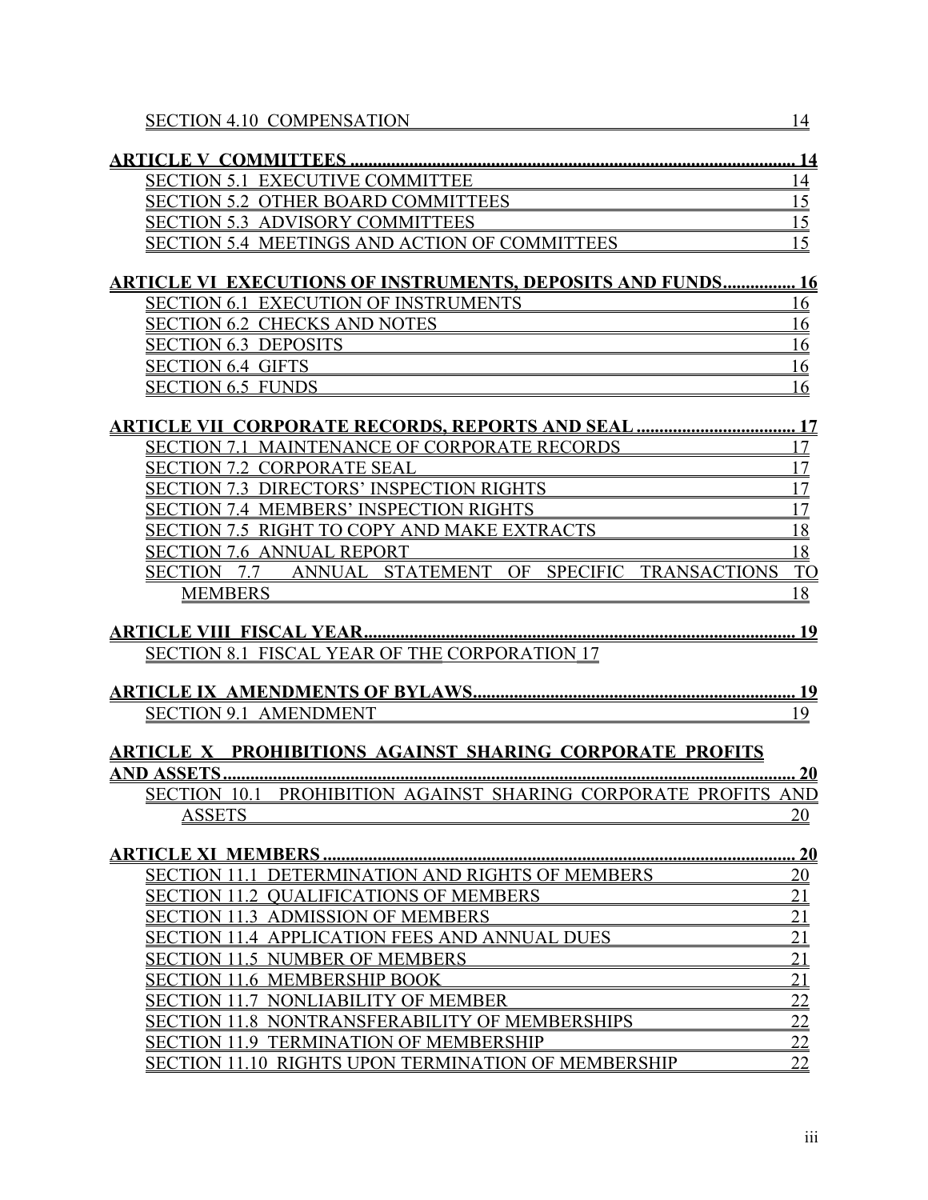SECTION 4.10 COMPENSATION 14

**ARTICLE V COMMITTEES ........................................................................................................ 14**

SECTION 5.1 EXECUTIVE COMMITTEE 14
SECTION 5.2 OTHER BOARD COMMITTEES 15
SECTION 5.3 ADVISORY COMMITTEES 15
SECTION 5.4 MEETINGS AND ACTION OF COMMITTEES 15

**ARTICLE VI EXECUTIONS OF INSTRUMENTS, DEPOSITS AND FUNDS................ 16**

SECTION 6.1 EXECUTION OF INSTRUMENTS 16
SECTION 6.2 CHECKS AND NOTES 16
SECTION 6.3 DEPOSITS 16
SECTION 6.4 GIFTS 16
SECTION 6.5 FUNDS 16

**ARTICLE VII CORPORATE RECORDS, REPORTS AND SEAL .................................... 17**

SECTION 7.1 MAINTENANCE OF CORPORATE RECORDS 17
SECTION 7.2 CORPORATE SEAL 17
SECTION 7.3 DIRECTORS' INSPECTION RIGHTS 17
SECTION 7.4 MEMBERS' INSPECTION RIGHTS 17
SECTION 7.5 RIGHT TO COPY AND MAKE EXTRACTS 18
SECTION 7.6 ANNUAL REPORT 18
SECTION 7.7 ANNUAL STATEMENT OF SPECIFIC TRANSACTIONS TO MEMBERS 18

**ARTICLE VIII FISCAL YEAR................................................................................................ 19**

SECTION 8.1 FISCAL YEAR OF THE CORPORATION 17

**ARTICLE IX AMENDMENTS OF BYLAWS....................................................................... 19**

SECTION 9.1 AMENDMENT 19

**ARTICLE X PROHIBITIONS AGAINST SHARING CORPORATE PROFITS AND ASSETS.............................................................................................................................. 20**

SECTION 10.1 PROHIBITION AGAINST SHARING CORPORATE PROFITS AND ASSETS 20

**ARTICLE XI MEMBERS ........................................................................................................ 20**

SECTION 11.1 DETERMINATION AND RIGHTS OF MEMBERS 20
SECTION 11.2 QUALIFICATIONS OF MEMBERS 21
SECTION 11.3 ADMISSION OF MEMBERS 21
SECTION 11.4 APPLICATION FEES AND ANNUAL DUES 21
SECTION 11.5 NUMBER OF MEMBERS 21
SECTION 11.6 MEMBERSHIP BOOK 21
SECTION 11.7 NONLIABILITY OF MEMBER 22
SECTION 11.8 NONTRANSFERABILITY OF MEMBERSHIPS 22
SECTION 11.9 TERMINATION OF MEMBERSHIP 22
SECTION 11.10 RIGHTS UPON TERMINATION OF MEMBERSHIP 22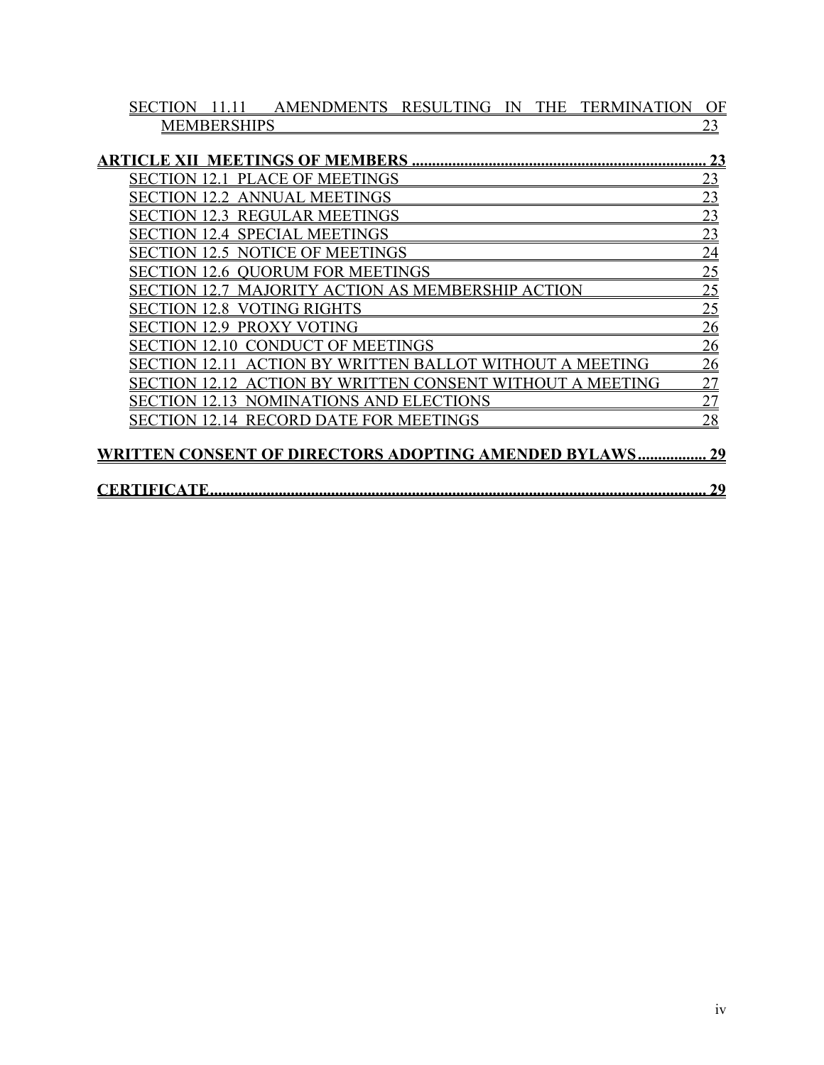SECTION 11.11 AMENDMENTS RESULTING IN THE TERMINATION OF MEMBERSHIPS 23

**ARTICLE XII MEETINGS OF MEMBERS ........................................................................ 23**

SECTION 12.1 PLACE OF MEETINGS 23

SECTION 12.2 ANNUAL MEETINGS 23

SECTION 12.3 REGULAR MEETINGS 23

SECTION 12.4 SPECIAL MEETINGS 23

SECTION 12.5 NOTICE OF MEETINGS 24

SECTION 12.6 QUORUM FOR MEETINGS 25

SECTION 12.7 MAJORITY ACTION AS MEMBERSHIP ACTION 25

SECTION 12.8 VOTING RIGHTS 25

SECTION 12.9 PROXY VOTING 26

SECTION 12.10 CONDUCT OF MEETINGS 26

SECTION 12.11 ACTION BY WRITTEN BALLOT WITHOUT A MEETING 26

SECTION 12.12 ACTION BY WRITTEN CONSENT WITHOUT A MEETING 27

SECTION 12.13 NOMINATIONS AND ELECTIONS 27

SECTION 12.14 RECORD DATE FOR MEETINGS 28

**WRITTEN CONSENT OF DIRECTORS ADOPTING AMENDED BYLAWS................. 29**

**CERTIFICATE.......................................................................................................................... 29**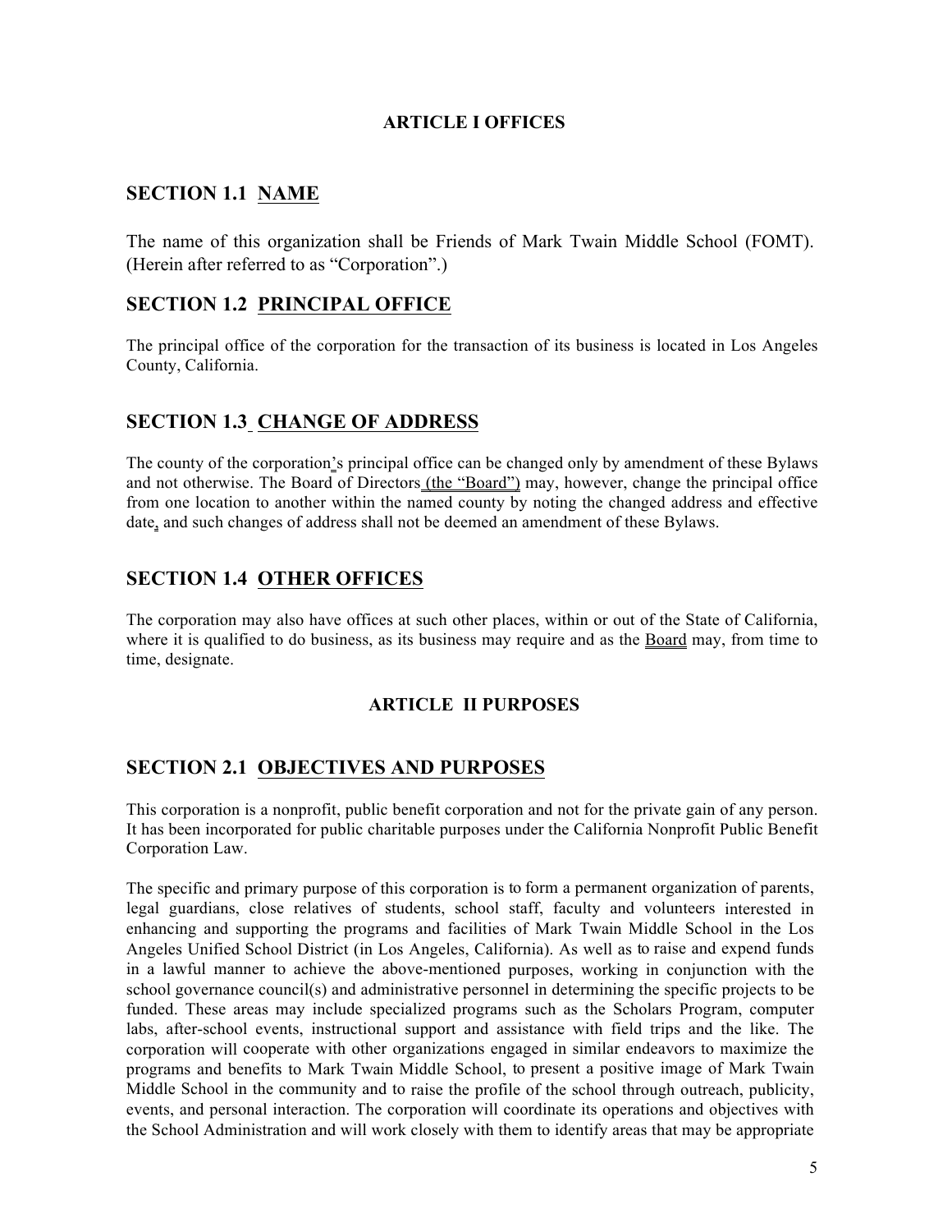**ARTICLE I OFFICES**

## SECTION 1.1 NAME

The name of this organization shall be Friends of Mark Twain Middle School (FOMT). (Herein after referred to as "Corporation".)

## SECTION 1.2 PRINCIPAL OFFICE

The principal office of the corporation for the transaction of its business is located in Los Angeles County, California.

## SECTION 1.3 CHANGE OF ADDRESS

The county of the corporation's principal office can be changed only by amendment of these Bylaws and not otherwise. The Board of Directors (the "Board") may, however, change the principal office from one location to another within the named county by noting the changed address and effective date, and such changes of address shall not be deemed an amendment of these Bylaws.

## SECTION 1.4 OTHER OFFICES

The corporation may also have offices at such other places, within or out of the State of California, where it is qualified to do business, as its business may require and as the Board may, from time to time, designate.

**ARTICLE II PURPOSES**

## SECTION 2.1 OBJECTIVES AND PURPOSES

This corporation is a nonprofit, public benefit corporation and not for the private gain of any person. It has been incorporated for public charitable purposes under the California Nonprofit Public Benefit Corporation Law.

The specific and primary purpose of this corporation is to form a permanent organization of parents, legal guardians, close relatives of students, school staff, faculty and volunteers interested in enhancing and supporting the programs and facilities of Mark Twain Middle School in the Los Angeles Unified School District (in Los Angeles, California). As well as to raise and expend funds in a lawful manner to achieve the above-mentioned purposes, working in conjunction with the school governance council(s) and administrative personnel in determining the specific projects to be funded. These areas may include specialized programs such as the Scholars Program, computer labs, after-school events, instructional support and assistance with field trips and the like. The corporation will cooperate with other organizations engaged in similar endeavors to maximize the programs and benefits to Mark Twain Middle School, to present a positive image of Mark Twain Middle School in the community and to raise the profile of the school through outreach, publicity, events, and personal interaction. The corporation will coordinate its operations and objectives with the School Administration and will work closely with them to identify areas that may be appropriate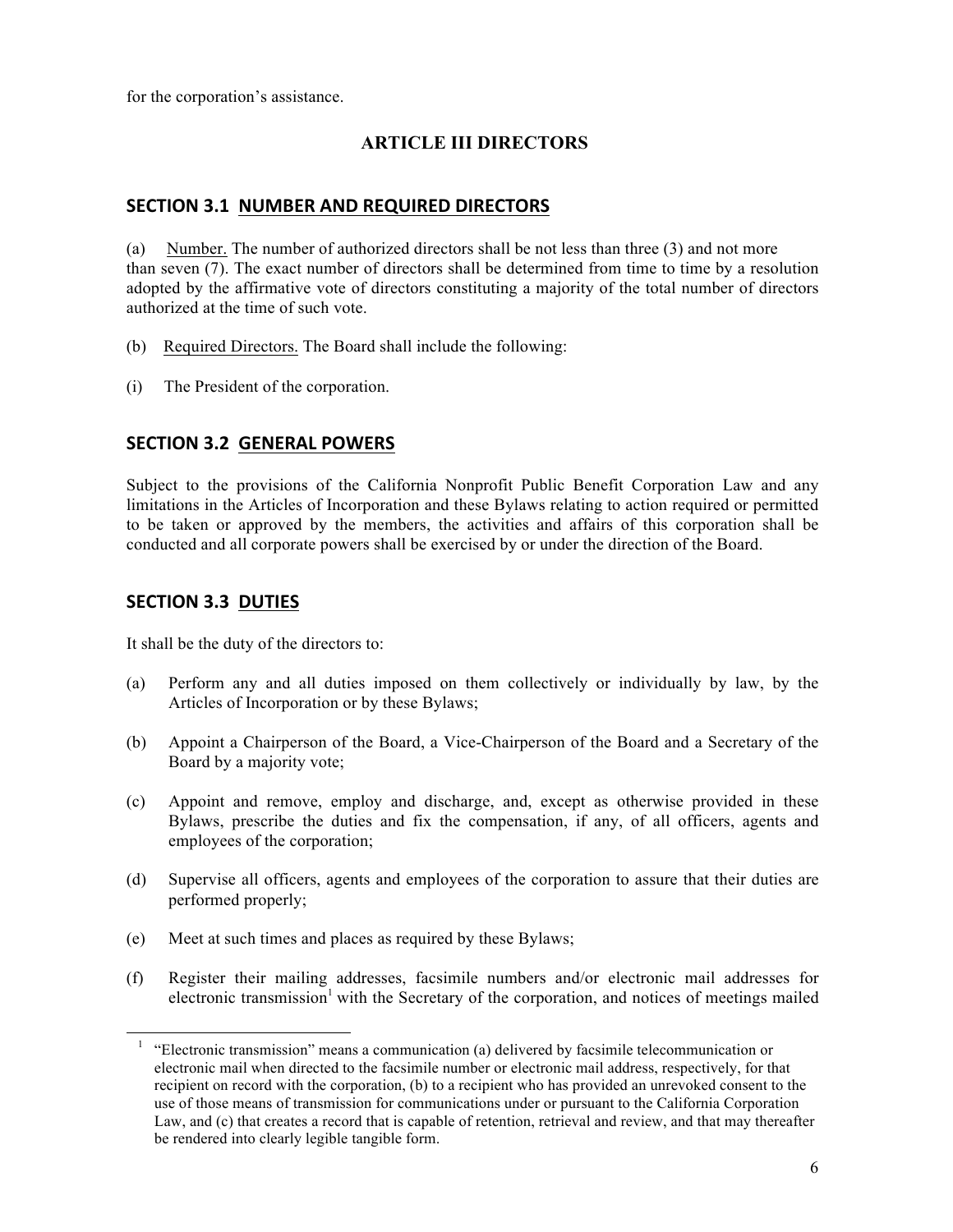for the corporation's assistance.

## ARTICLE III DIRECTORS

### SECTION 3.1 NUMBER AND REQUIRED DIRECTORS

(a) Number. The number of authorized directors shall be not less than three (3) and not more than seven (7). The exact number of directors shall be determined from time to time by a resolution adopted by the affirmative vote of directors constituting a majority of the total number of directors authorized at the time of such vote.

(b) Required Directors. The Board shall include the following:

(i) The President of the corporation.

### SECTION 3.2 GENERAL POWERS

Subject to the provisions of the California Nonprofit Public Benefit Corporation Law and any limitations in the Articles of Incorporation and these Bylaws relating to action required or permitted to be taken or approved by the members, the activities and affairs of this corporation shall be conducted and all corporate powers shall be exercised by or under the direction of the Board.

### SECTION 3.3 DUTIES

It shall be the duty of the directors to:

(a) Perform any and all duties imposed on them collectively or individually by law, by the Articles of Incorporation or by these Bylaws;

(b) Appoint a Chairperson of the Board, a Vice-Chairperson of the Board and a Secretary of the Board by a majority vote;

(c) Appoint and remove, employ and discharge, and, except as otherwise provided in these Bylaws, prescribe the duties and fix the compensation, if any, of all officers, agents and employees of the corporation;

(d) Supervise all officers, agents and employees of the corporation to assure that their duties are performed properly;

(e) Meet at such times and places as required by these Bylaws;

(f) Register their mailing addresses, facsimile numbers and/or electronic mail addresses for electronic transmission[1] with the Secretary of the corporation, and notices of meetings mailed

[1] "Electronic transmission" means a communication (a) delivered by facsimile telecommunication or electronic mail when directed to the facsimile number or electronic mail address, respectively, for that recipient on record with the corporation, (b) to a recipient who has provided an unrevoked consent to the use of those means of transmission for communications under or pursuant to the California Corporation Law, and (c) that creates a record that is capable of retention, retrieval and review, and that may thereafter be rendered into clearly legible tangible form.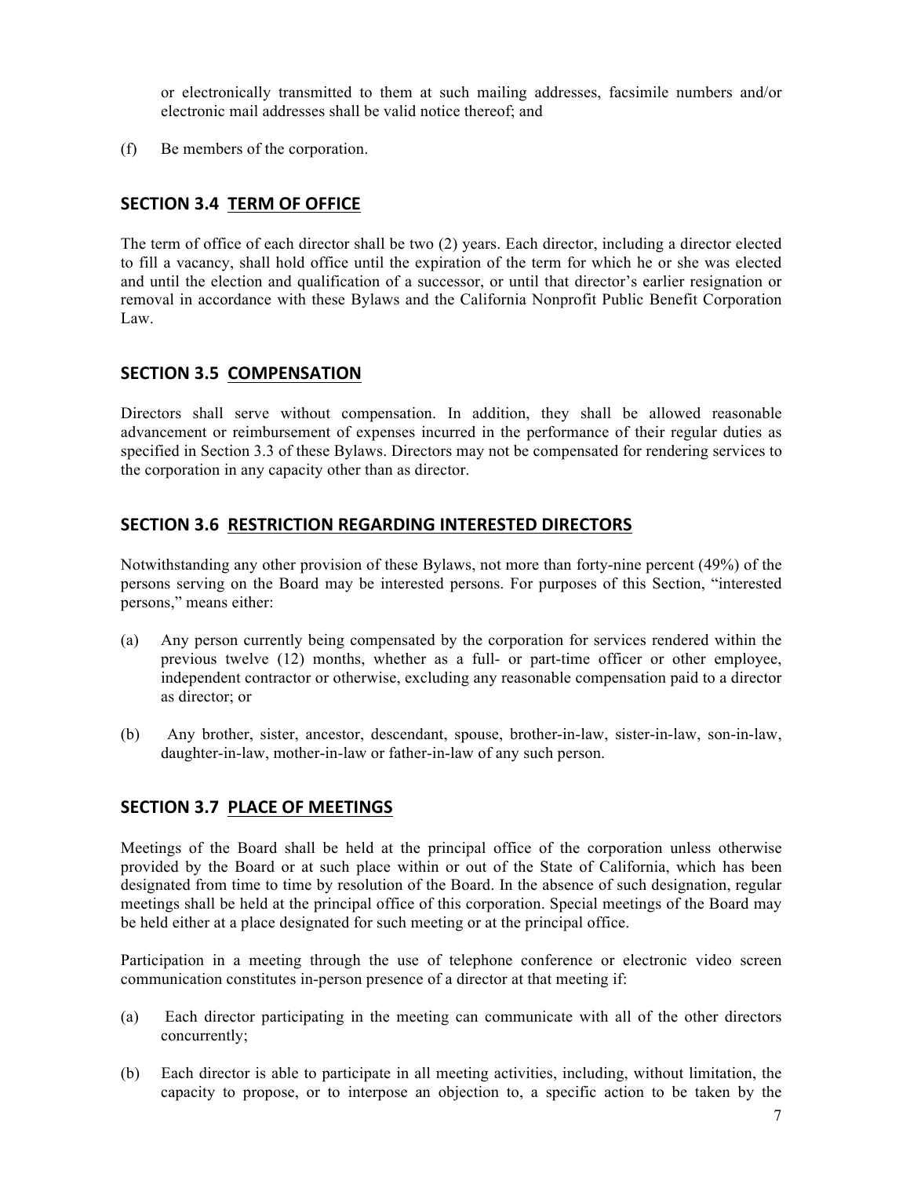or electronically transmitted to them at such mailing addresses, facsimile numbers and/or electronic mail addresses shall be valid notice thereof; and

(f) Be members of the corporation.

## SECTION 3.4 TERM OF OFFICE

The term of office of each director shall be two (2) years. Each director, including a director elected to fill a vacancy, shall hold office until the expiration of the term for which he or she was elected and until the election and qualification of a successor, or until that director's earlier resignation or removal in accordance with these Bylaws and the California Nonprofit Public Benefit Corporation Law.

## SECTION 3.5 COMPENSATION

Directors shall serve without compensation. In addition, they shall be allowed reasonable advancement or reimbursement of expenses incurred in the performance of their regular duties as specified in Section 3.3 of these Bylaws. Directors may not be compensated for rendering services to the corporation in any capacity other than as director.

## SECTION 3.6 RESTRICTION REGARDING INTERESTED DIRECTORS

Notwithstanding any other provision of these Bylaws, not more than forty-nine percent (49%) of the persons serving on the Board may be interested persons. For purposes of this Section, "interested persons," means either:

(a) Any person currently being compensated by the corporation for services rendered within the previous twelve (12) months, whether as a full- or part-time officer or other employee, independent contractor or otherwise, excluding any reasonable compensation paid to a director as director; or

(b) Any brother, sister, ancestor, descendant, spouse, brother-in-law, sister-in-law, son-in-law, daughter-in-law, mother-in-law or father-in-law of any such person.

## SECTION 3.7 PLACE OF MEETINGS

Meetings of the Board shall be held at the principal office of the corporation unless otherwise provided by the Board or at such place within or out of the State of California, which has been designated from time to time by resolution of the Board. In the absence of such designation, regular meetings shall be held at the principal office of this corporation. Special meetings of the Board may be held either at a place designated for such meeting or at the principal office.

Participation in a meeting through the use of telephone conference or electronic video screen communication constitutes in-person presence of a director at that meeting if:

(a) Each director participating in the meeting can communicate with all of the other directors concurrently;

(b) Each director is able to participate in all meeting activities, including, without limitation, the capacity to propose, or to interpose an objection to, a specific action to be taken by the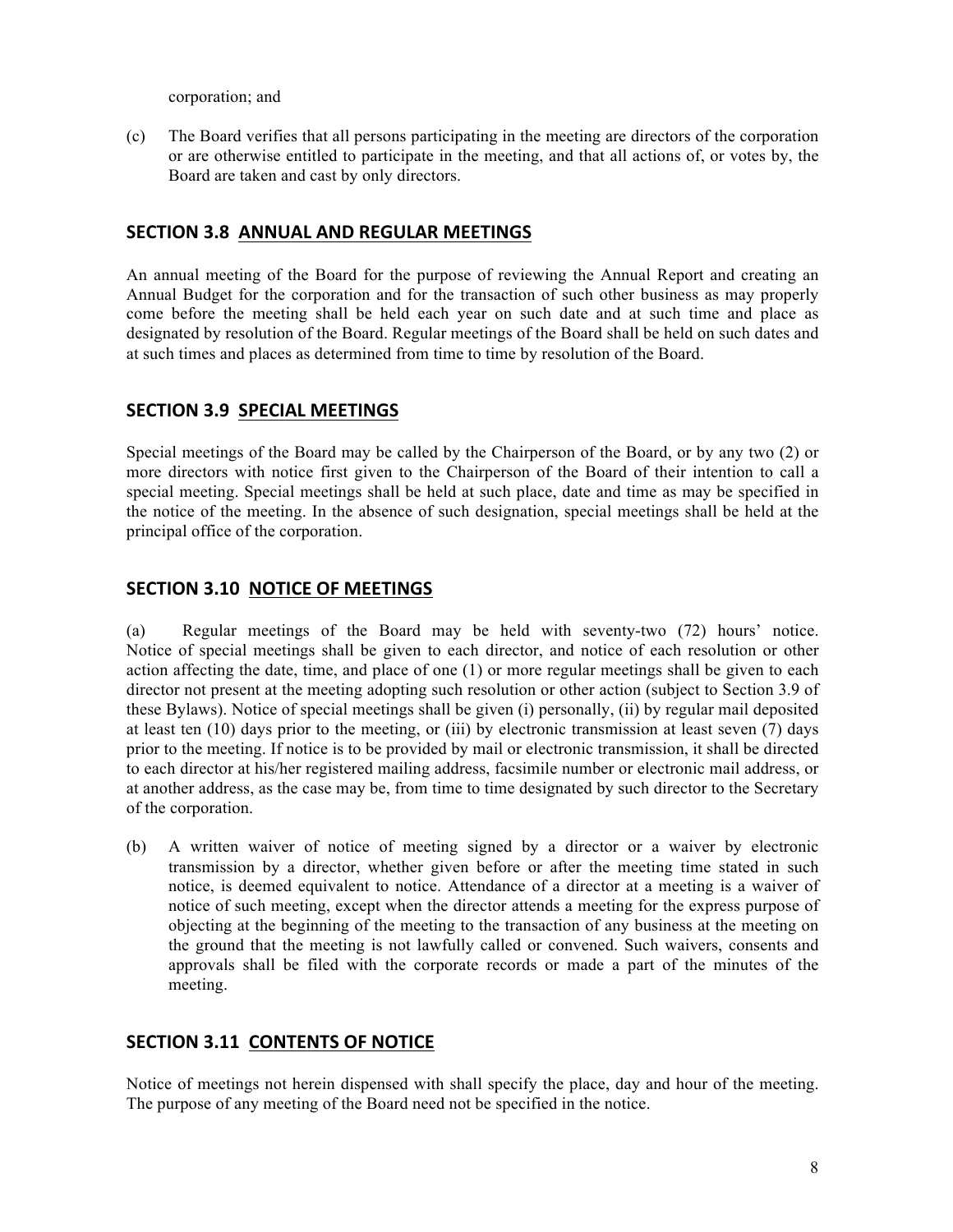corporation; and

(c) The Board verifies that all persons participating in the meeting are directors of the corporation or are otherwise entitled to participate in the meeting, and that all actions of, or votes by, the Board are taken and cast by only directors.

## SECTION 3.8 ANNUAL AND REGULAR MEETINGS

An annual meeting of the Board for the purpose of reviewing the Annual Report and creating an Annual Budget for the corporation and for the transaction of such other business as may properly come before the meeting shall be held each year on such date and at such time and place as designated by resolution of the Board. Regular meetings of the Board shall be held on such dates and at such times and places as determined from time to time by resolution of the Board.

## SECTION 3.9 SPECIAL MEETINGS

Special meetings of the Board may be called by the Chairperson of the Board, or by any two (2) or more directors with notice first given to the Chairperson of the Board of their intention to call a special meeting. Special meetings shall be held at such place, date and time as may be specified in the notice of the meeting. In the absence of such designation, special meetings shall be held at the principal office of the corporation.

## SECTION 3.10 NOTICE OF MEETINGS

(a) Regular meetings of the Board may be held with seventy-two (72) hours' notice. Notice of special meetings shall be given to each director, and notice of each resolution or other action affecting the date, time, and place of one (1) or more regular meetings shall be given to each director not present at the meeting adopting such resolution or other action (subject to Section 3.9 of these Bylaws). Notice of special meetings shall be given (i) personally, (ii) by regular mail deposited at least ten (10) days prior to the meeting, or (iii) by electronic transmission at least seven (7) days prior to the meeting. If notice is to be provided by mail or electronic transmission, it shall be directed to each director at his/her registered mailing address, facsimile number or electronic mail address, or at another address, as the case may be, from time to time designated by such director to the Secretary of the corporation.

(b) A written waiver of notice of meeting signed by a director or a waiver by electronic transmission by a director, whether given before or after the meeting time stated in such notice, is deemed equivalent to notice. Attendance of a director at a meeting is a waiver of notice of such meeting, except when the director attends a meeting for the express purpose of objecting at the beginning of the meeting to the transaction of any business at the meeting on the ground that the meeting is not lawfully called or convened. Such waivers, consents and approvals shall be filed with the corporate records or made a part of the minutes of the meeting.

## SECTION 3.11 CONTENTS OF NOTICE

Notice of meetings not herein dispensed with shall specify the place, day and hour of the meeting. The purpose of any meeting of the Board need not be specified in the notice.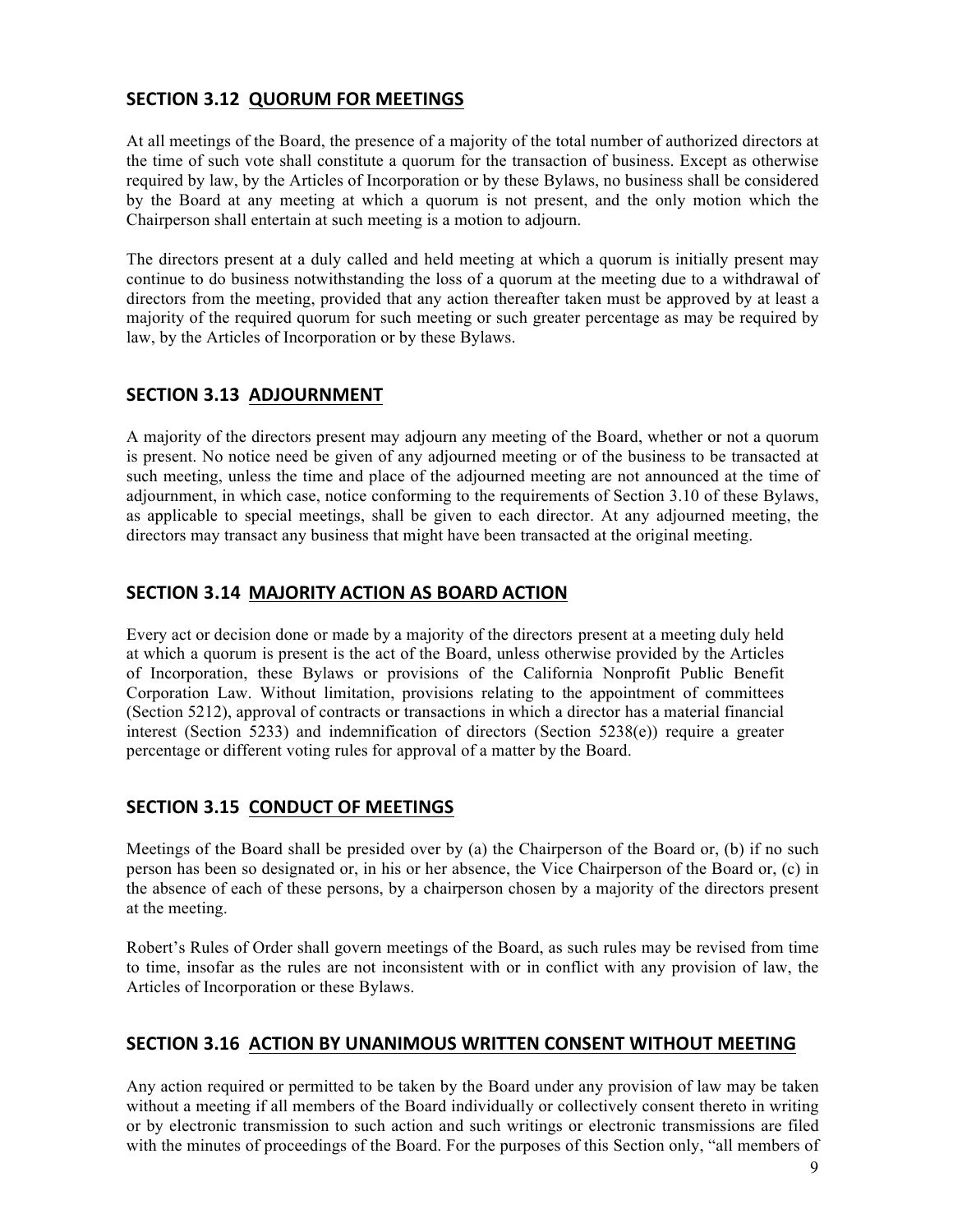## SECTION 3.12 QUORUM FOR MEETINGS

At all meetings of the Board, the presence of a majority of the total number of authorized directors at the time of such vote shall constitute a quorum for the transaction of business. Except as otherwise required by law, by the Articles of Incorporation or by these Bylaws, no business shall be considered by the Board at any meeting at which a quorum is not present, and the only motion which the Chairperson shall entertain at such meeting is a motion to adjourn.

The directors present at a duly called and held meeting at which a quorum is initially present may continue to do business notwithstanding the loss of a quorum at the meeting due to a withdrawal of directors from the meeting, provided that any action thereafter taken must be approved by at least a majority of the required quorum for such meeting or such greater percentage as may be required by law, by the Articles of Incorporation or by these Bylaws.

## SECTION 3.13 ADJOURNMENT

A majority of the directors present may adjourn any meeting of the Board, whether or not a quorum is present. No notice need be given of any adjourned meeting or of the business to be transacted at such meeting, unless the time and place of the adjourned meeting are not announced at the time of adjournment, in which case, notice conforming to the requirements of Section 3.10 of these Bylaws, as applicable to special meetings, shall be given to each director. At any adjourned meeting, the directors may transact any business that might have been transacted at the original meeting.

## SECTION 3.14 MAJORITY ACTION AS BOARD ACTION

Every act or decision done or made by a majority of the directors present at a meeting duly held at which a quorum is present is the act of the Board, unless otherwise provided by the Articles of Incorporation, these Bylaws or provisions of the California Nonprofit Public Benefit Corporation Law. Without limitation, provisions relating to the appointment of committees (Section 5212), approval of contracts or transactions in which a director has a material financial interest (Section 5233) and indemnification of directors (Section 5238(e)) require a greater percentage or different voting rules for approval of a matter by the Board.

## SECTION 3.15 CONDUCT OF MEETINGS

Meetings of the Board shall be presided over by (a) the Chairperson of the Board or, (b) if no such person has been so designated or, in his or her absence, the Vice Chairperson of the Board or, (c) in the absence of each of these persons, by a chairperson chosen by a majority of the directors present at the meeting.

Robert's Rules of Order shall govern meetings of the Board, as such rules may be revised from time to time, insofar as the rules are not inconsistent with or in conflict with any provision of law, the Articles of Incorporation or these Bylaws.

## SECTION 3.16 ACTION BY UNANIMOUS WRITTEN CONSENT WITHOUT MEETING

Any action required or permitted to be taken by the Board under any provision of law may be taken without a meeting if all members of the Board individually or collectively consent thereto in writing or by electronic transmission to such action and such writings or electronic transmissions are filed with the minutes of proceedings of the Board. For the purposes of this Section only, "all members of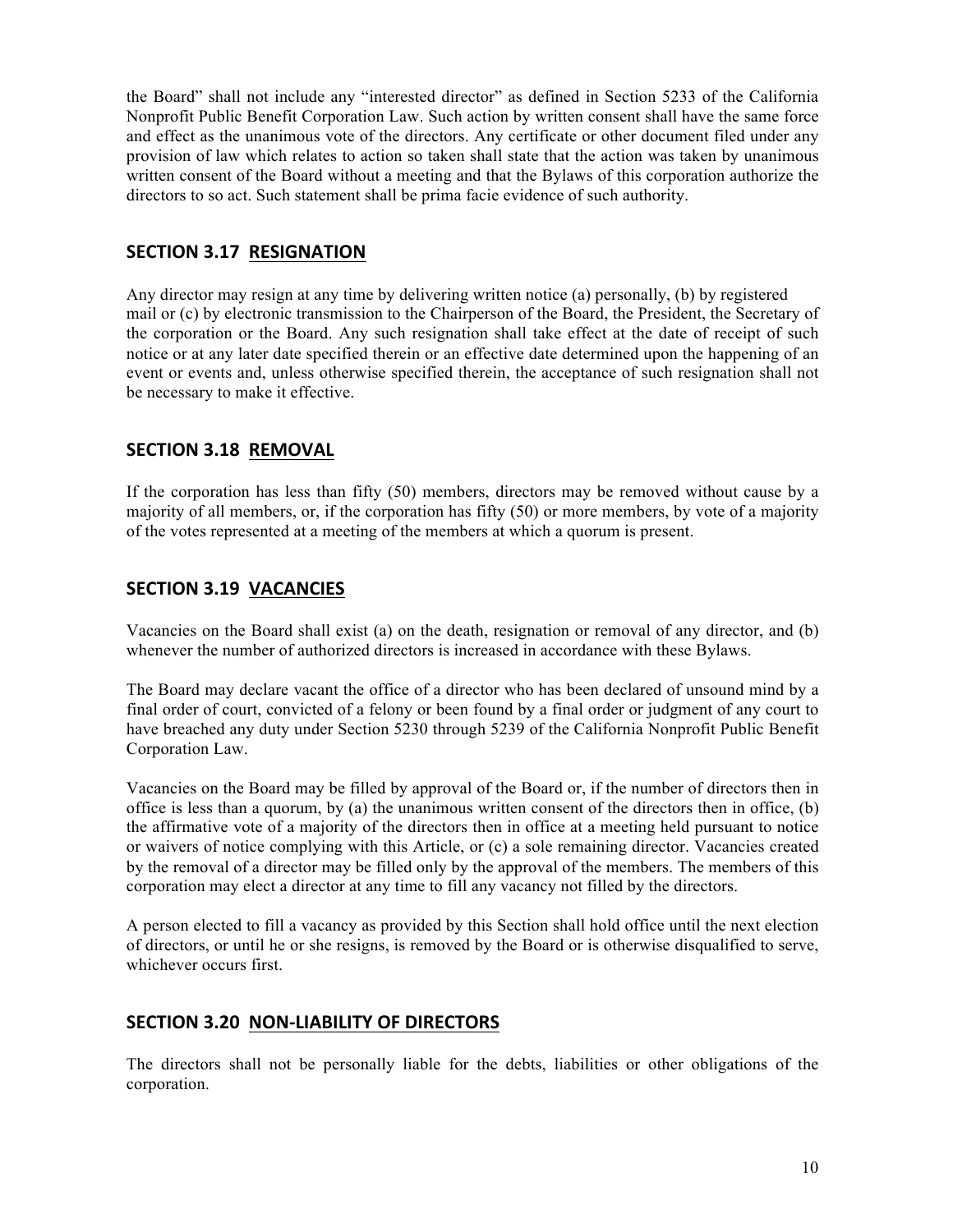the Board" shall not include any "interested director" as defined in Section 5233 of the California Nonprofit Public Benefit Corporation Law. Such action by written consent shall have the same force and effect as the unanimous vote of the directors. Any certificate or other document filed under any provision of law which relates to action so taken shall state that the action was taken by unanimous written consent of the Board without a meeting and that the Bylaws of this corporation authorize the directors to so act. Such statement shall be prima facie evidence of such authority.

## SECTION 3.17 RESIGNATION

Any director may resign at any time by delivering written notice (a) personally, (b) by registered mail or (c) by electronic transmission to the Chairperson of the Board, the President, the Secretary of the corporation or the Board. Any such resignation shall take effect at the date of receipt of such notice or at any later date specified therein or an effective date determined upon the happening of an event or events and, unless otherwise specified therein, the acceptance of such resignation shall not be necessary to make it effective.

## SECTION 3.18 REMOVAL

If the corporation has less than fifty (50) members, directors may be removed without cause by a majority of all members, or, if the corporation has fifty (50) or more members, by vote of a majority of the votes represented at a meeting of the members at which a quorum is present.

## SECTION 3.19 VACANCIES

Vacancies on the Board shall exist (a) on the death, resignation or removal of any director, and (b) whenever the number of authorized directors is increased in accordance with these Bylaws.

The Board may declare vacant the office of a director who has been declared of unsound mind by a final order of court, convicted of a felony or been found by a final order or judgment of any court to have breached any duty under Section 5230 through 5239 of the California Nonprofit Public Benefit Corporation Law.

Vacancies on the Board may be filled by approval of the Board or, if the number of directors then in office is less than a quorum, by (a) the unanimous written consent of the directors then in office, (b) the affirmative vote of a majority of the directors then in office at a meeting held pursuant to notice or waivers of notice complying with this Article, or (c) a sole remaining director. Vacancies created by the removal of a director may be filled only by the approval of the members. The members of this corporation may elect a director at any time to fill any vacancy not filled by the directors.

A person elected to fill a vacancy as provided by this Section shall hold office until the next election of directors, or until he or she resigns, is removed by the Board or is otherwise disqualified to serve, whichever occurs first.

## SECTION 3.20 NON-LIABILITY OF DIRECTORS

The directors shall not be personally liable for the debts, liabilities or other obligations of the corporation.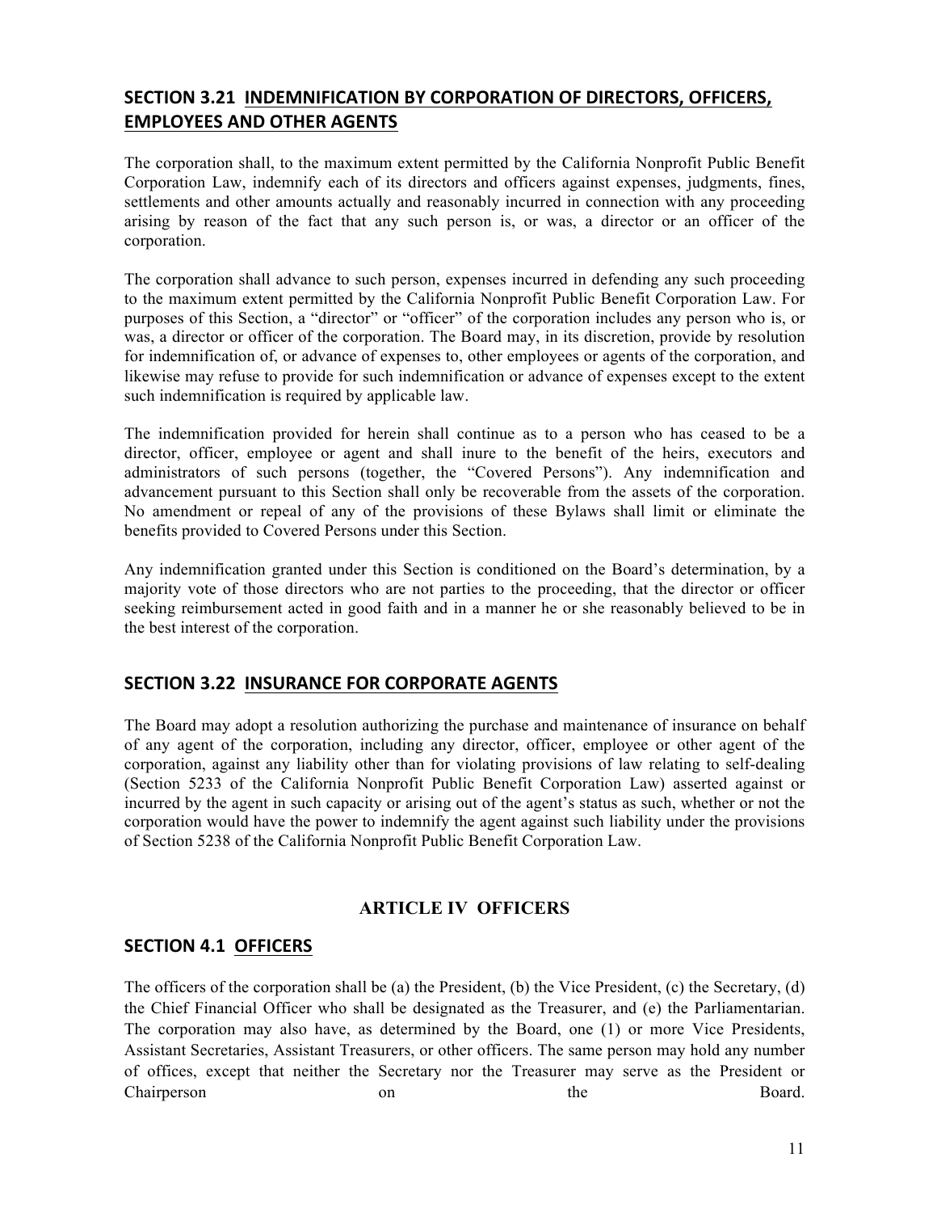## SECTION 3.21 INDEMNIFICATION BY CORPORATION OF DIRECTORS, OFFICERS, EMPLOYEES AND OTHER AGENTS

The corporation shall, to the maximum extent permitted by the California Nonprofit Public Benefit Corporation Law, indemnify each of its directors and officers against expenses, judgments, fines, settlements and other amounts actually and reasonably incurred in connection with any proceeding arising by reason of the fact that any such person is, or was, a director or an officer of the corporation.

The corporation shall advance to such person, expenses incurred in defending any such proceeding to the maximum extent permitted by the California Nonprofit Public Benefit Corporation Law. For purposes of this Section, a "director" or "officer" of the corporation includes any person who is, or was, a director or officer of the corporation. The Board may, in its discretion, provide by resolution for indemnification of, or advance of expenses to, other employees or agents of the corporation, and likewise may refuse to provide for such indemnification or advance of expenses except to the extent such indemnification is required by applicable law.

The indemnification provided for herein shall continue as to a person who has ceased to be a director, officer, employee or agent and shall inure to the benefit of the heirs, executors and administrators of such persons (together, the "Covered Persons"). Any indemnification and advancement pursuant to this Section shall only be recoverable from the assets of the corporation. No amendment or repeal of any of the provisions of these Bylaws shall limit or eliminate the benefits provided to Covered Persons under this Section.

Any indemnification granted under this Section is conditioned on the Board's determination, by a majority vote of those directors who are not parties to the proceeding, that the director or officer seeking reimbursement acted in good faith and in a manner he or she reasonably believed to be in the best interest of the corporation.

## SECTION 3.22 INSURANCE FOR CORPORATE AGENTS

The Board may adopt a resolution authorizing the purchase and maintenance of insurance on behalf of any agent of the corporation, including any director, officer, employee or other agent of the corporation, against any liability other than for violating provisions of law relating to self-dealing (Section 5233 of the California Nonprofit Public Benefit Corporation Law) asserted against or incurred by the agent in such capacity or arising out of the agent's status as such, whether or not the corporation would have the power to indemnify the agent against such liability under the provisions of Section 5238 of the California Nonprofit Public Benefit Corporation Law.

# ARTICLE IV OFFICERS

## SECTION 4.1 OFFICERS

The officers of the corporation shall be (a) the President, (b) the Vice President, (c) the Secretary, (d) the Chief Financial Officer who shall be designated as the Treasurer, and (e) the Parliamentarian. The corporation may also have, as determined by the Board, one (1) or more Vice Presidents, Assistant Secretaries, Assistant Treasurers, or other officers. The same person may hold any number of offices, except that neither the Secretary nor the Treasurer may serve as the President or Chairperson on the Board.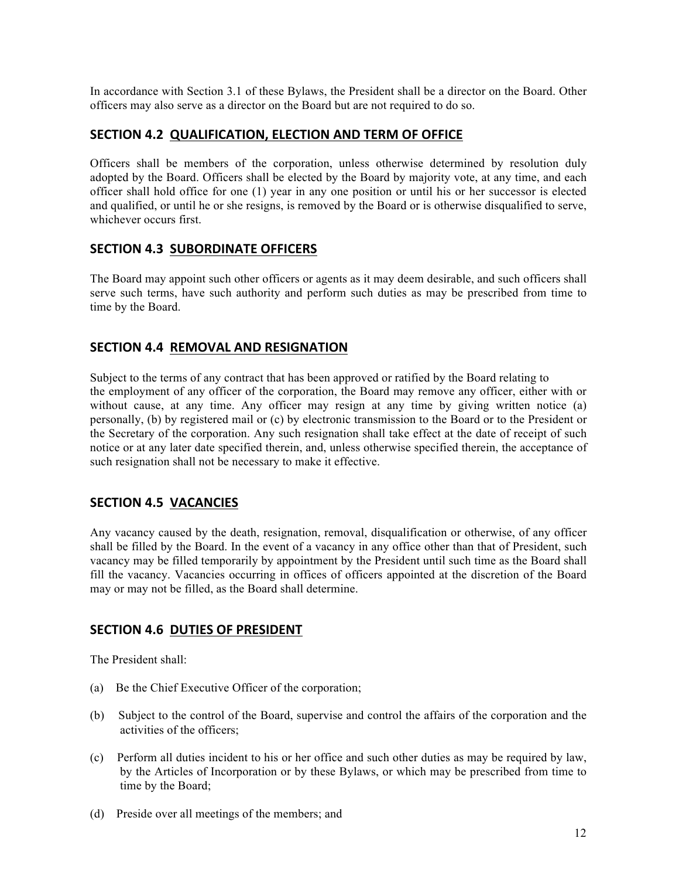In accordance with Section 3.1 of these Bylaws, the President shall be a director on the Board. Other officers may also serve as a director on the Board but are not required to do so.

## SECTION 4.2 QUALIFICATION, ELECTION AND TERM OF OFFICE

Officers shall be members of the corporation, unless otherwise determined by resolution duly adopted by the Board. Officers shall be elected by the Board by majority vote, at any time, and each officer shall hold office for one (1) year in any one position or until his or her successor is elected and qualified, or until he or she resigns, is removed by the Board or is otherwise disqualified to serve, whichever occurs first.

## SECTION 4.3 SUBORDINATE OFFICERS

The Board may appoint such other officers or agents as it may deem desirable, and such officers shall serve such terms, have such authority and perform such duties as may be prescribed from time to time by the Board.

## SECTION 4.4 REMOVAL AND RESIGNATION

Subject to the terms of any contract that has been approved or ratified by the Board relating to the employment of any officer of the corporation, the Board may remove any officer, either with or without cause, at any time. Any officer may resign at any time by giving written notice (a) personally, (b) by registered mail or (c) by electronic transmission to the Board or to the President or the Secretary of the corporation. Any such resignation shall take effect at the date of receipt of such notice or at any later date specified therein, and, unless otherwise specified therein, the acceptance of such resignation shall not be necessary to make it effective.

## SECTION 4.5 VACANCIES

Any vacancy caused by the death, resignation, removal, disqualification or otherwise, of any officer shall be filled by the Board. In the event of a vacancy in any office other than that of President, such vacancy may be filled temporarily by appointment by the President until such time as the Board shall fill the vacancy. Vacancies occurring in offices of officers appointed at the discretion of the Board may or may not be filled, as the Board shall determine.

## SECTION 4.6 DUTIES OF PRESIDENT

The President shall:

(a) Be the Chief Executive Officer of the corporation;

(b) Subject to the control of the Board, supervise and control the affairs of the corporation and the activities of the officers;

(c) Perform all duties incident to his or her office and such other duties as may be required by law, by the Articles of Incorporation or by these Bylaws, or which may be prescribed from time to time by the Board;

(d) Preside over all meetings of the members; and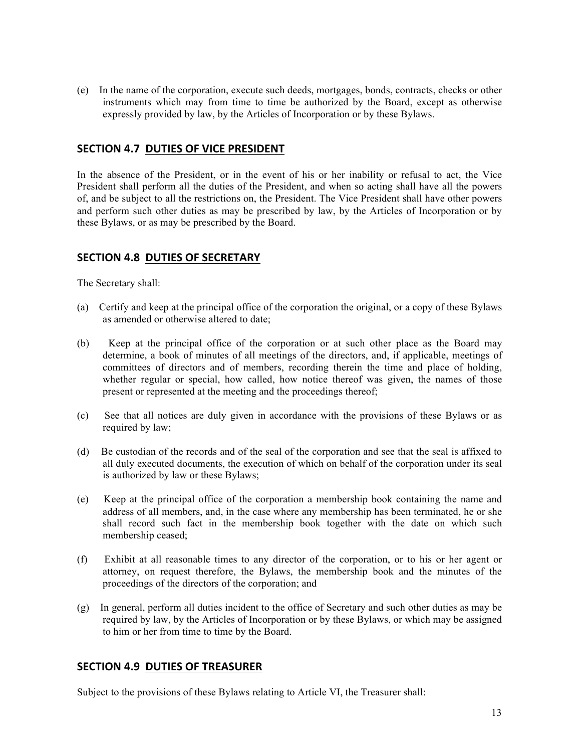(e) In the name of the corporation, execute such deeds, mortgages, bonds, contracts, checks or other instruments which may from time to time be authorized by the Board, except as otherwise expressly provided by law, by the Articles of Incorporation or by these Bylaws.

## SECTION 4.7 DUTIES OF VICE PRESIDENT

In the absence of the President, or in the event of his or her inability or refusal to act, the Vice President shall perform all the duties of the President, and when so acting shall have all the powers of, and be subject to all the restrictions on, the President. The Vice President shall have other powers and perform such other duties as may be prescribed by law, by the Articles of Incorporation or by these Bylaws, or as may be prescribed by the Board.

## SECTION 4.8 DUTIES OF SECRETARY

The Secretary shall:

(a) Certify and keep at the principal office of the corporation the original, or a copy of these Bylaws as amended or otherwise altered to date;

(b) Keep at the principal office of the corporation or at such other place as the Board may determine, a book of minutes of all meetings of the directors, and, if applicable, meetings of committees of directors and of members, recording therein the time and place of holding, whether regular or special, how called, how notice thereof was given, the names of those present or represented at the meeting and the proceedings thereof;

(c) See that all notices are duly given in accordance with the provisions of these Bylaws or as required by law;

(d) Be custodian of the records and of the seal of the corporation and see that the seal is affixed to all duly executed documents, the execution of which on behalf of the corporation under its seal is authorized by law or these Bylaws;

(e) Keep at the principal office of the corporation a membership book containing the name and address of all members, and, in the case where any membership has been terminated, he or she shall record such fact in the membership book together with the date on which such membership ceased;

(f) Exhibit at all reasonable times to any director of the corporation, or to his or her agent or attorney, on request therefore, the Bylaws, the membership book and the minutes of the proceedings of the directors of the corporation; and

(g) In general, perform all duties incident to the office of Secretary and such other duties as may be required by law, by the Articles of Incorporation or by these Bylaws, or which may be assigned to him or her from time to time by the Board.

## SECTION 4.9 DUTIES OF TREASURER

Subject to the provisions of these Bylaws relating to Article VI, the Treasurer shall: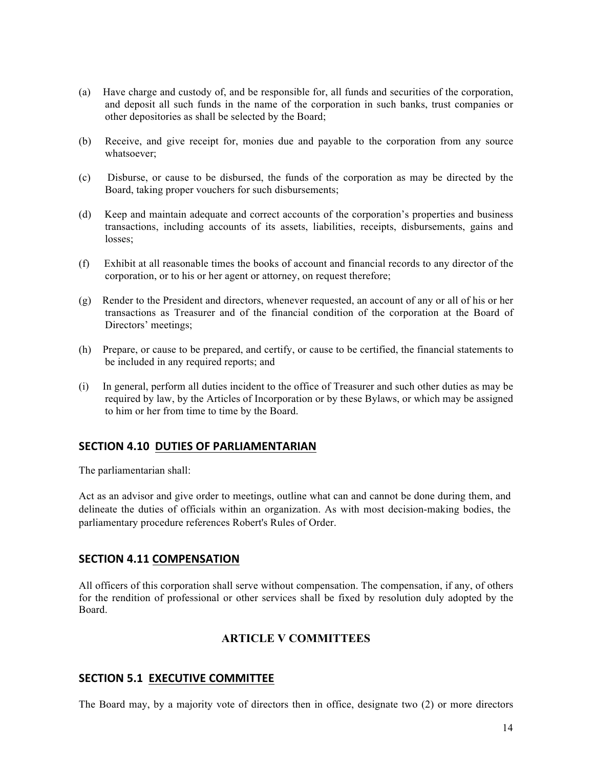(a) Have charge and custody of, and be responsible for, all funds and securities of the corporation, and deposit all such funds in the name of the corporation in such banks, trust companies or other depositories as shall be selected by the Board;

(b) Receive, and give receipt for, monies due and payable to the corporation from any source whatsoever;

(c) Disburse, or cause to be disbursed, the funds of the corporation as may be directed by the Board, taking proper vouchers for such disbursements;

(d) Keep and maintain adequate and correct accounts of the corporation's properties and business transactions, including accounts of its assets, liabilities, receipts, disbursements, gains and losses;

(f) Exhibit at all reasonable times the books of account and financial records to any director of the corporation, or to his or her agent or attorney, on request therefore;

(g) Render to the President and directors, whenever requested, an account of any or all of his or her transactions as Treasurer and of the financial condition of the corporation at the Board of Directors' meetings;

(h) Prepare, or cause to be prepared, and certify, or cause to be certified, the financial statements to be included in any required reports; and

(i) In general, perform all duties incident to the office of Treasurer and such other duties as may be required by law, by the Articles of Incorporation or by these Bylaws, or which may be assigned to him or her from time to time by the Board.

### SECTION 4.10 DUTIES OF PARLIAMENTARIAN

The parliamentarian shall:

Act as an advisor and give order to meetings, outline what can and cannot be done during them, and delineate the duties of officials within an organization. As with most decision-making bodies, the parliamentary procedure references Robert's Rules of Order.

### SECTION 4.11 COMPENSATION

All officers of this corporation shall serve without compensation. The compensation, if any, of others for the rendition of professional or other services shall be fixed by resolution duly adopted by the Board.

## ARTICLE V COMMITTEES

### SECTION 5.1 EXECUTIVE COMMITTEE

The Board may, by a majority vote of directors then in office, designate two (2) or more directors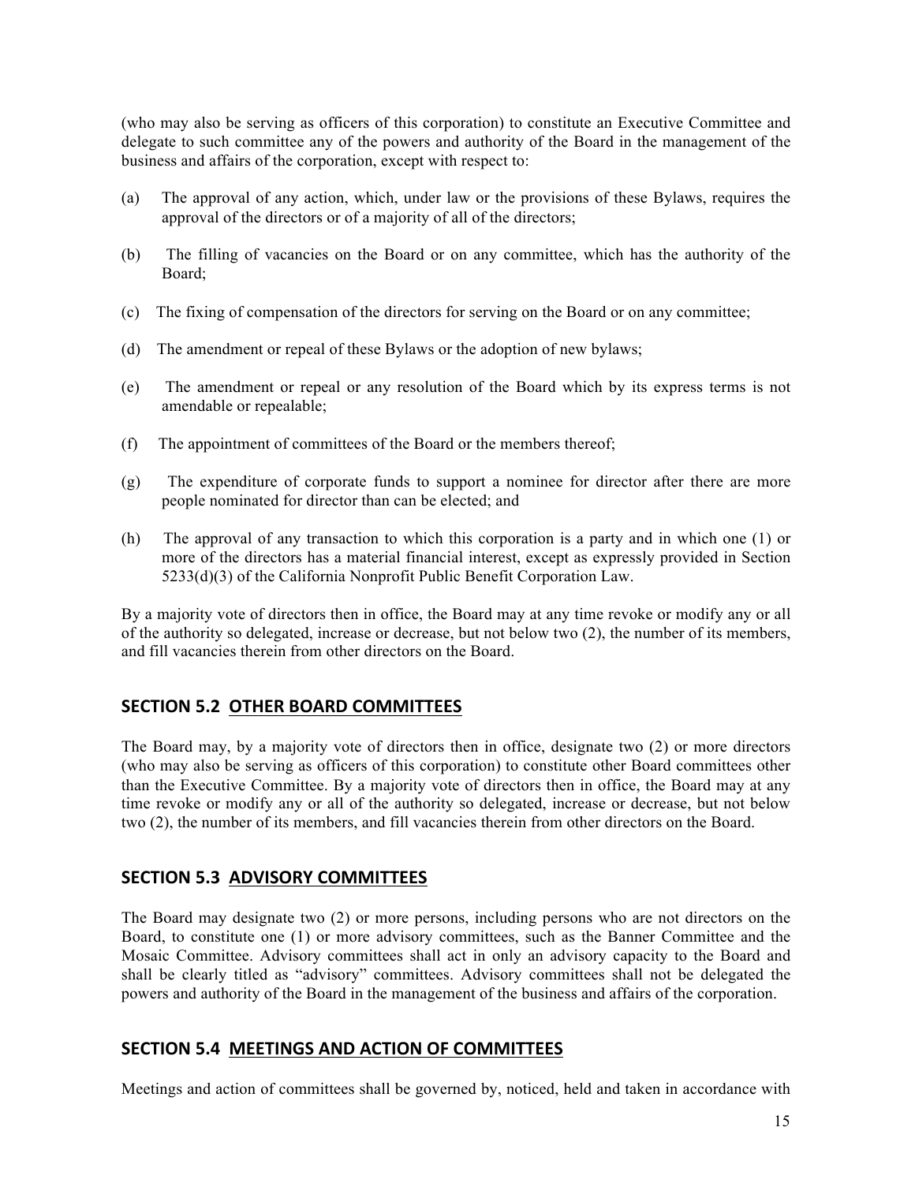(who may also be serving as officers of this corporation) to constitute an Executive Committee and delegate to such committee any of the powers and authority of the Board in the management of the business and affairs of the corporation, except with respect to:

(a) The approval of any action, which, under law or the provisions of these Bylaws, requires the approval of the directors or of a majority of all of the directors;

(b) The filling of vacancies on the Board or on any committee, which has the authority of the Board;

(c) The fixing of compensation of the directors for serving on the Board or on any committee;

(d) The amendment or repeal of these Bylaws or the adoption of new bylaws;

(e) The amendment or repeal or any resolution of the Board which by its express terms is not amendable or repealable;

(f) The appointment of committees of the Board or the members thereof;

(g) The expenditure of corporate funds to support a nominee for director after there are more people nominated for director than can be elected; and

(h) The approval of any transaction to which this corporation is a party and in which one (1) or more of the directors has a material financial interest, except as expressly provided in Section 5233(d)(3) of the California Nonprofit Public Benefit Corporation Law.

By a majority vote of directors then in office, the Board may at any time revoke or modify any or all of the authority so delegated, increase or decrease, but not below two (2), the number of its members, and fill vacancies therein from other directors on the Board.

## SECTION 5.2 OTHER BOARD COMMITTEES

The Board may, by a majority vote of directors then in office, designate two (2) or more directors (who may also be serving as officers of this corporation) to constitute other Board committees other than the Executive Committee. By a majority vote of directors then in office, the Board may at any time revoke or modify any or all of the authority so delegated, increase or decrease, but not below two (2), the number of its members, and fill vacancies therein from other directors on the Board.

## SECTION 5.3 ADVISORY COMMITTEES

The Board may designate two (2) or more persons, including persons who are not directors on the Board, to constitute one (1) or more advisory committees, such as the Banner Committee and the Mosaic Committee. Advisory committees shall act in only an advisory capacity to the Board and shall be clearly titled as "advisory" committees. Advisory committees shall not be delegated the powers and authority of the Board in the management of the business and affairs of the corporation.

## SECTION 5.4 MEETINGS AND ACTION OF COMMITTEES

Meetings and action of committees shall be governed by, noticed, held and taken in accordance with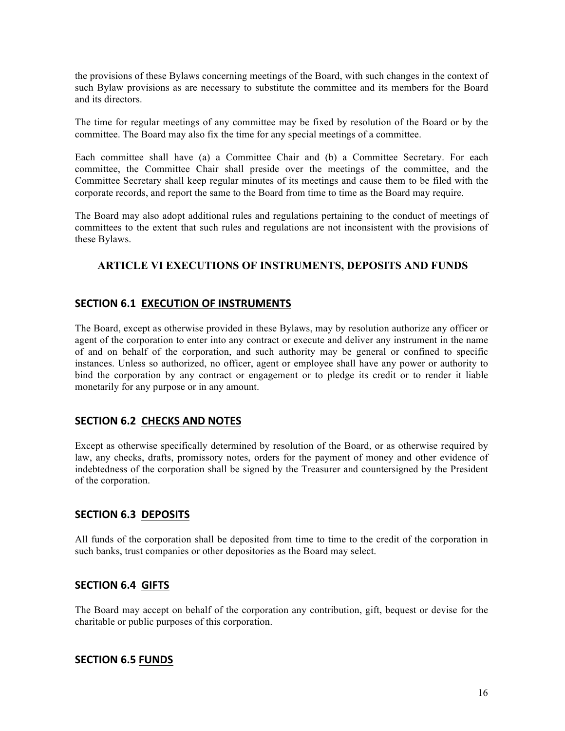the provisions of these Bylaws concerning meetings of the Board, with such changes in the context of such Bylaw provisions as are necessary to substitute the committee and its members for the Board and its directors.

The time for regular meetings of any committee may be fixed by resolution of the Board or by the committee. The Board may also fix the time for any special meetings of a committee.

Each committee shall have (a) a Committee Chair and (b) a Committee Secretary. For each committee, the Committee Chair shall preside over the meetings of the committee, and the Committee Secretary shall keep regular minutes of its meetings and cause them to be filed with the corporate records, and report the same to the Board from time to time as the Board may require.

The Board may also adopt additional rules and regulations pertaining to the conduct of meetings of committees to the extent that such rules and regulations are not inconsistent with the provisions of these Bylaws.

## ARTICLE VI EXECUTIONS OF INSTRUMENTS, DEPOSITS AND FUNDS

### SECTION 6.1 EXECUTION OF INSTRUMENTS

The Board, except as otherwise provided in these Bylaws, may by resolution authorize any officer or agent of the corporation to enter into any contract or execute and deliver any instrument in the name of and on behalf of the corporation, and such authority may be general or confined to specific instances. Unless so authorized, no officer, agent or employee shall have any power or authority to bind the corporation by any contract or engagement or to pledge its credit or to render it liable monetarily for any purpose or in any amount.

### SECTION 6.2 CHECKS AND NOTES

Except as otherwise specifically determined by resolution of the Board, or as otherwise required by law, any checks, drafts, promissory notes, orders for the payment of money and other evidence of indebtedness of the corporation shall be signed by the Treasurer and countersigned by the President of the corporation.

### SECTION 6.3 DEPOSITS

All funds of the corporation shall be deposited from time to time to the credit of the corporation in such banks, trust companies or other depositories as the Board may select.

### SECTION 6.4 GIFTS

The Board may accept on behalf of the corporation any contribution, gift, bequest or devise for the charitable or public purposes of this corporation.

### SECTION 6.5 FUNDS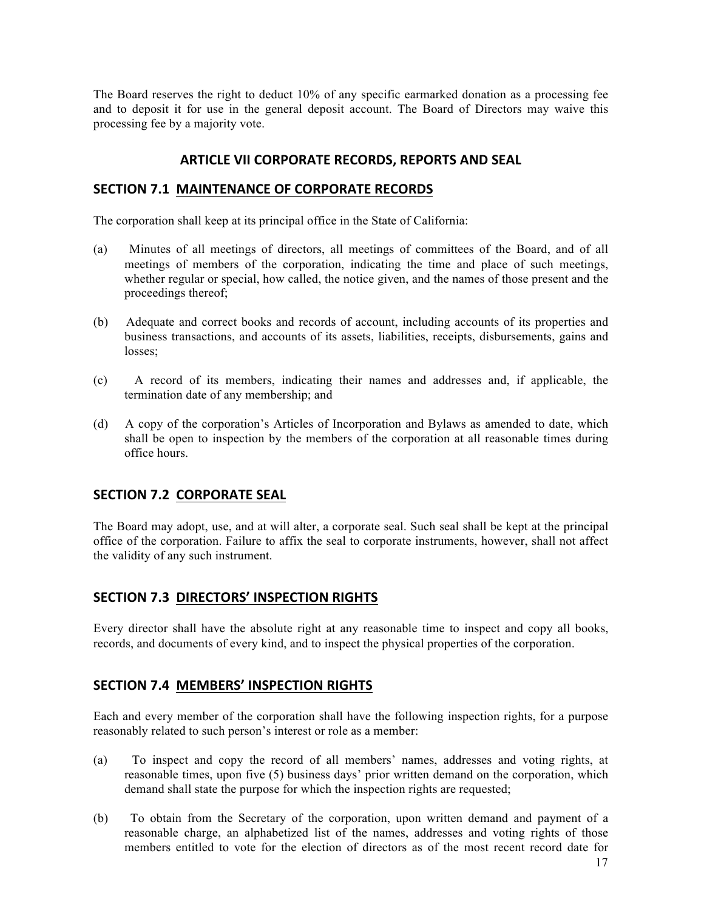The Board reserves the right to deduct 10% of any specific earmarked donation as a processing fee and to deposit it for use in the general deposit account. The Board of Directors may waive this processing fee by a majority vote.

## ARTICLE VII CORPORATE RECORDS, REPORTS AND SEAL

### SECTION 7.1 MAINTENANCE OF CORPORATE RECORDS

The corporation shall keep at its principal office in the State of California:

(a) Minutes of all meetings of directors, all meetings of committees of the Board, and of all meetings of members of the corporation, indicating the time and place of such meetings, whether regular or special, how called, the notice given, and the names of those present and the proceedings thereof;

(b) Adequate and correct books and records of account, including accounts of its properties and business transactions, and accounts of its assets, liabilities, receipts, disbursements, gains and losses;

(c) A record of its members, indicating their names and addresses and, if applicable, the termination date of any membership; and

(d) A copy of the corporation's Articles of Incorporation and Bylaws as amended to date, which shall be open to inspection by the members of the corporation at all reasonable times during office hours.

### SECTION 7.2 CORPORATE SEAL

The Board may adopt, use, and at will alter, a corporate seal. Such seal shall be kept at the principal office of the corporation. Failure to affix the seal to corporate instruments, however, shall not affect the validity of any such instrument.

### SECTION 7.3 DIRECTORS' INSPECTION RIGHTS

Every director shall have the absolute right at any reasonable time to inspect and copy all books, records, and documents of every kind, and to inspect the physical properties of the corporation.

### SECTION 7.4 MEMBERS' INSPECTION RIGHTS

Each and every member of the corporation shall have the following inspection rights, for a purpose reasonably related to such person's interest or role as a member:

(a) To inspect and copy the record of all members' names, addresses and voting rights, at reasonable times, upon five (5) business days' prior written demand on the corporation, which demand shall state the purpose for which the inspection rights are requested;

(b) To obtain from the Secretary of the corporation, upon written demand and payment of a reasonable charge, an alphabetized list of the names, addresses and voting rights of those members entitled to vote for the election of directors as of the most recent record date for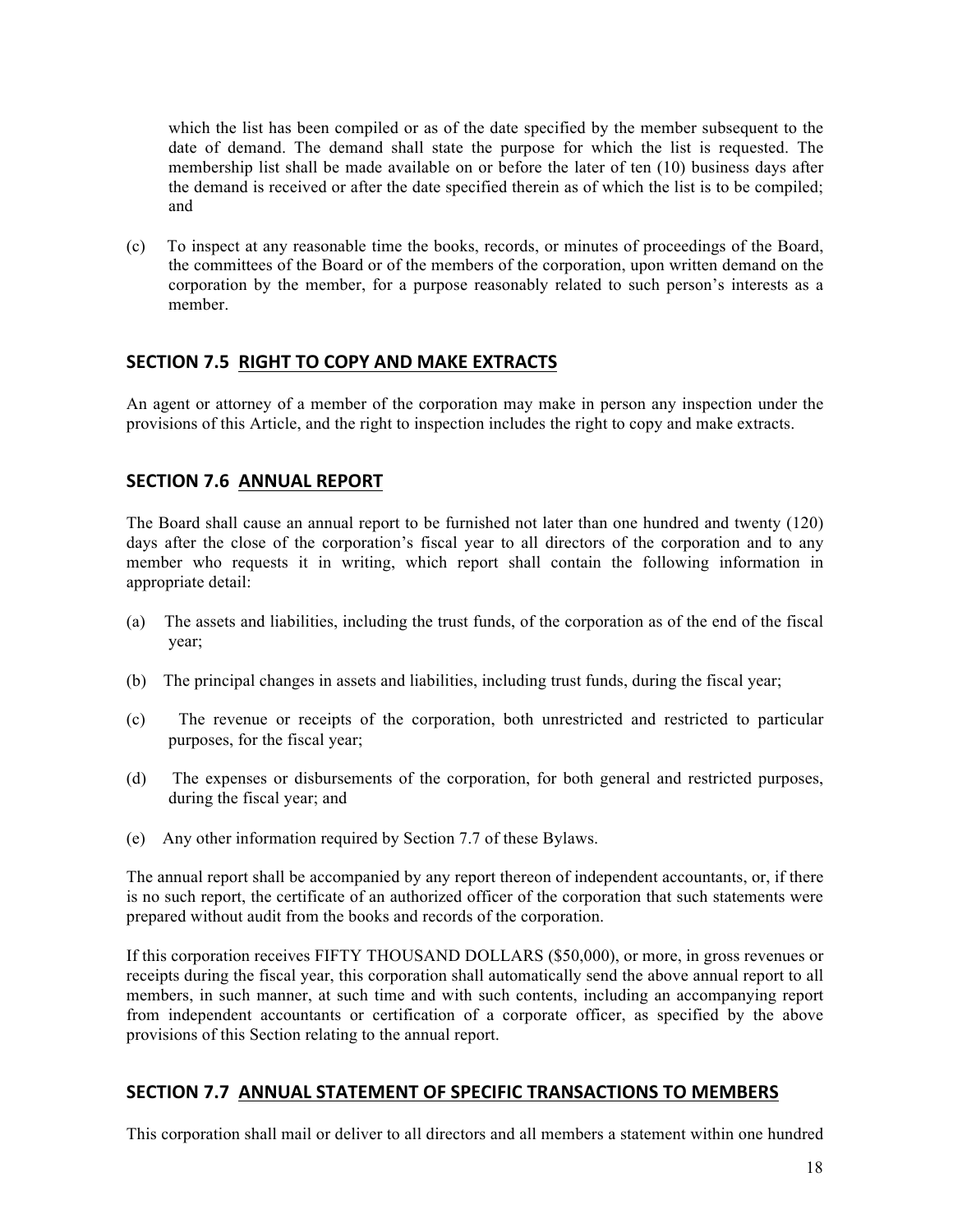which the list has been compiled or as of the date specified by the member subsequent to the date of demand. The demand shall state the purpose for which the list is requested. The membership list shall be made available on or before the later of ten (10) business days after the demand is received or after the date specified therein as of which the list is to be compiled; and

(c) To inspect at any reasonable time the books, records, or minutes of proceedings of the Board, the committees of the Board or of the members of the corporation, upon written demand on the corporation by the member, for a purpose reasonably related to such person's interests as a member.

## SECTION 7.5 RIGHT TO COPY AND MAKE EXTRACTS

An agent or attorney of a member of the corporation may make in person any inspection under the provisions of this Article, and the right to inspection includes the right to copy and make extracts.

## SECTION 7.6 ANNUAL REPORT

The Board shall cause an annual report to be furnished not later than one hundred and twenty (120) days after the close of the corporation's fiscal year to all directors of the corporation and to any member who requests it in writing, which report shall contain the following information in appropriate detail:

(a) The assets and liabilities, including the trust funds, of the corporation as of the end of the fiscal year;

(b) The principal changes in assets and liabilities, including trust funds, during the fiscal year;

(c) The revenue or receipts of the corporation, both unrestricted and restricted to particular purposes, for the fiscal year;

(d) The expenses or disbursements of the corporation, for both general and restricted purposes, during the fiscal year; and

(e) Any other information required by Section 7.7 of these Bylaws.

The annual report shall be accompanied by any report thereon of independent accountants, or, if there is no such report, the certificate of an authorized officer of the corporation that such statements were prepared without audit from the books and records of the corporation.

If this corporation receives FIFTY THOUSAND DOLLARS ($50,000), or more, in gross revenues or receipts during the fiscal year, this corporation shall automatically send the above annual report to all members, in such manner, at such time and with such contents, including an accompanying report from independent accountants or certification of a corporate officer, as specified by the above provisions of this Section relating to the annual report.

## SECTION 7.7 ANNUAL STATEMENT OF SPECIFIC TRANSACTIONS TO MEMBERS

This corporation shall mail or deliver to all directors and all members a statement within one hundred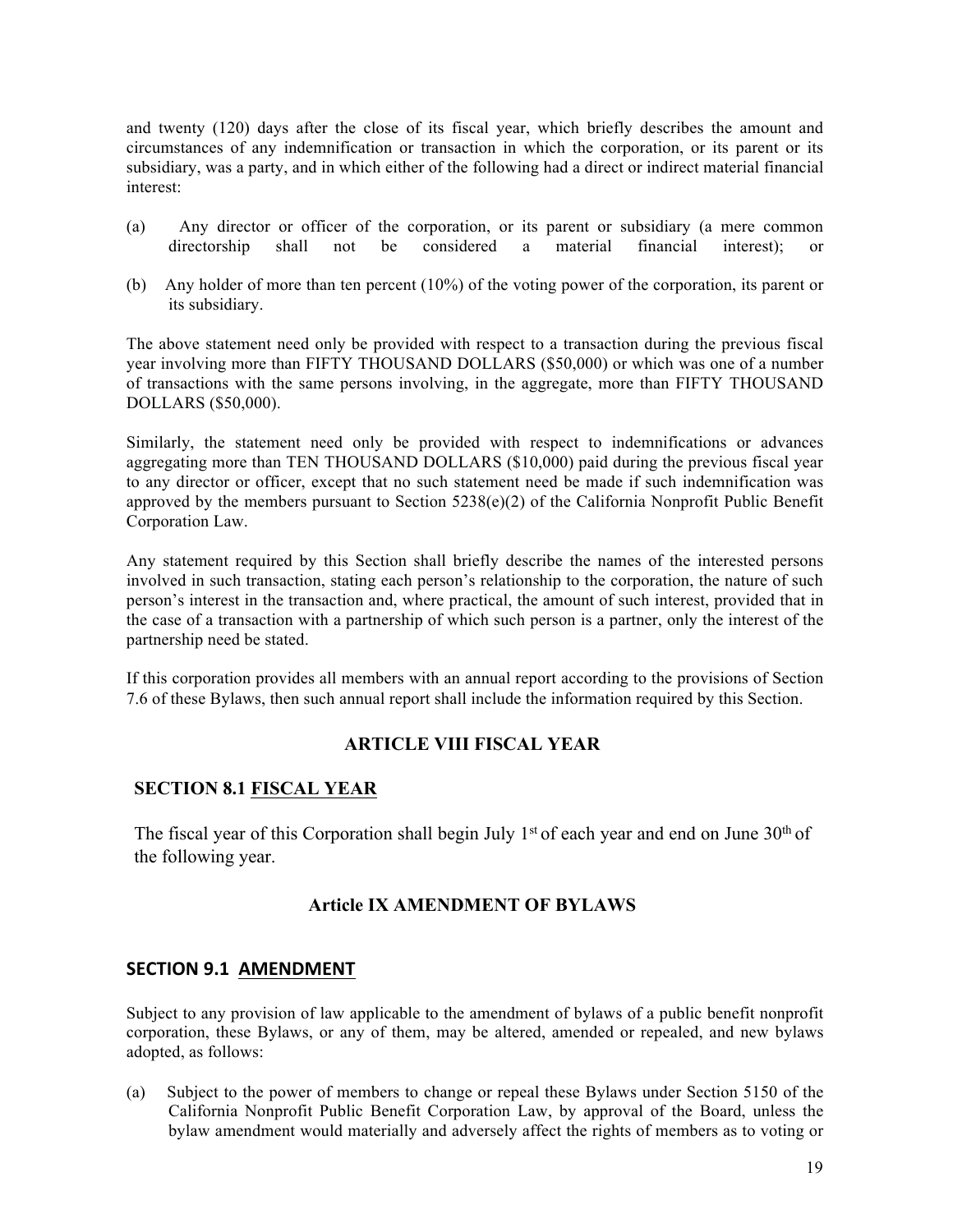and twenty (120) days after the close of its fiscal year, which briefly describes the amount and circumstances of any indemnification or transaction in which the corporation, or its parent or its subsidiary, was a party, and in which either of the following had a direct or indirect material financial interest:

(a) Any director or officer of the corporation, or its parent or subsidiary (a mere common directorship shall not be considered a material financial interest); or

(b) Any holder of more than ten percent (10%) of the voting power of the corporation, its parent or its subsidiary.

The above statement need only be provided with respect to a transaction during the previous fiscal year involving more than FIFTY THOUSAND DOLLARS ($50,000) or which was one of a number of transactions with the same persons involving, in the aggregate, more than FIFTY THOUSAND DOLLARS ($50,000).

Similarly, the statement need only be provided with respect to indemnifications or advances aggregating more than TEN THOUSAND DOLLARS ($10,000) paid during the previous fiscal year to any director or officer, except that no such statement need be made if such indemnification was approved by the members pursuant to Section 5238(e)(2) of the California Nonprofit Public Benefit Corporation Law.

Any statement required by this Section shall briefly describe the names of the interested persons involved in such transaction, stating each person's relationship to the corporation, the nature of such person's interest in the transaction and, where practical, the amount of such interest, provided that in the case of a transaction with a partnership of which such person is a partner, only the interest of the partnership need be stated.

If this corporation provides all members with an annual report according to the provisions of Section 7.6 of these Bylaws, then such annual report shall include the information required by this Section.

## ARTICLE VIII FISCAL YEAR

### SECTION 8.1 FISCAL YEAR

The fiscal year of this Corporation shall begin July 1st of each year and end on June 30th of the following year.

## Article IX AMENDMENT OF BYLAWS

### SECTION 9.1 AMENDMENT

Subject to any provision of law applicable to the amendment of bylaws of a public benefit nonprofit corporation, these Bylaws, or any of them, may be altered, amended or repealed, and new bylaws adopted, as follows:

(a) Subject to the power of members to change or repeal these Bylaws under Section 5150 of the California Nonprofit Public Benefit Corporation Law, by approval of the Board, unless the bylaw amendment would materially and adversely affect the rights of members as to voting or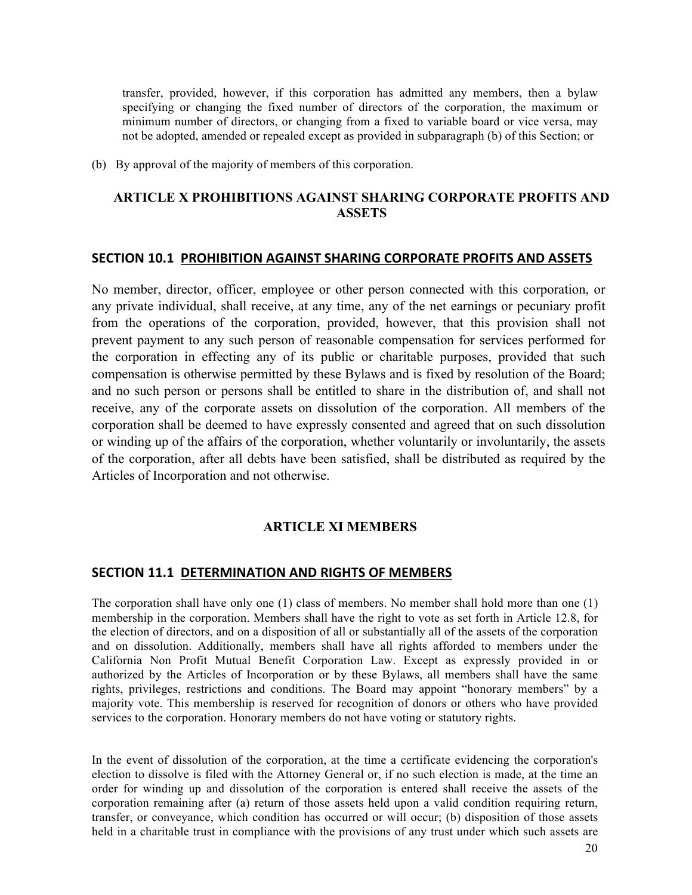transfer, provided, however, if this corporation has admitted any members, then a bylaw specifying or changing the fixed number of directors of the corporation, the maximum or minimum number of directors, or changing from a fixed to variable board or vice versa, may not be adopted, amended or repealed except as provided in subparagraph (b) of this Section; or

(b) By approval of the majority of members of this corporation.

## ARTICLE X PROHIBITIONS AGAINST SHARING CORPORATE PROFITS AND ASSETS

### SECTION 10.1 PROHIBITION AGAINST SHARING CORPORATE PROFITS AND ASSETS

No member, director, officer, employee or other person connected with this corporation, or any private individual, shall receive, at any time, any of the net earnings or pecuniary profit from the operations of the corporation, provided, however, that this provision shall not prevent payment to any such person of reasonable compensation for services performed for the corporation in effecting any of its public or charitable purposes, provided that such compensation is otherwise permitted by these Bylaws and is fixed by resolution of the Board; and no such person or persons shall be entitled to share in the distribution of, and shall not receive, any of the corporate assets on dissolution of the corporation. All members of the corporation shall be deemed to have expressly consented and agreed that on such dissolution or winding up of the affairs of the corporation, whether voluntarily or involuntarily, the assets of the corporation, after all debts have been satisfied, shall be distributed as required by the Articles of Incorporation and not otherwise.

## ARTICLE XI MEMBERS

### SECTION 11.1 DETERMINATION AND RIGHTS OF MEMBERS

The corporation shall have only one (1) class of members. No member shall hold more than one (1) membership in the corporation. Members shall have the right to vote as set forth in Article 12.8, for the election of directors, and on a disposition of all or substantially all of the assets of the corporation and on dissolution. Additionally, members shall have all rights afforded to members under the California Non Profit Mutual Benefit Corporation Law. Except as expressly provided in or authorized by the Articles of Incorporation or by these Bylaws, all members shall have the same rights, privileges, restrictions and conditions. The Board may appoint "honorary members" by a majority vote. This membership is reserved for recognition of donors or others who have provided services to the corporation. Honorary members do not have voting or statutory rights.

In the event of dissolution of the corporation, at the time a certificate evidencing the corporation's election to dissolve is filed with the Attorney General or, if no such election is made, at the time an order for winding up and dissolution of the corporation is entered shall receive the assets of the corporation remaining after (a) return of those assets held upon a valid condition requiring return, transfer, or conveyance, which condition has occurred or will occur; (b) disposition of those assets held in a charitable trust in compliance with the provisions of any trust under which such assets are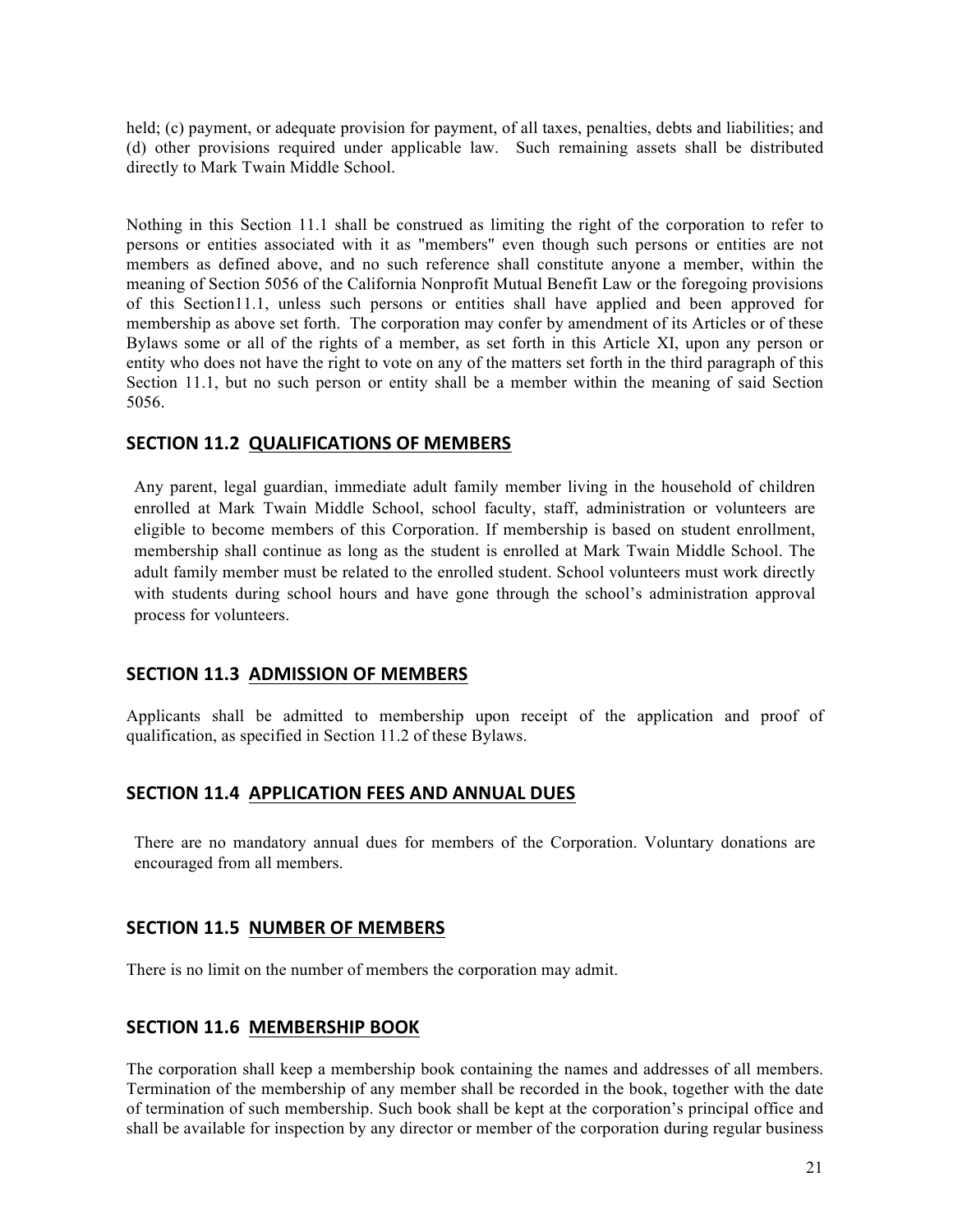held; (c) payment, or adequate provision for payment, of all taxes, penalties, debts and liabilities; and (d) other provisions required under applicable law. Such remaining assets shall be distributed directly to Mark Twain Middle School.

Nothing in this Section 11.1 shall be construed as limiting the right of the corporation to refer to persons or entities associated with it as "members" even though such persons or entities are not members as defined above, and no such reference shall constitute anyone a member, within the meaning of Section 5056 of the California Nonprofit Mutual Benefit Law or the foregoing provisions of this Section11.1, unless such persons or entities shall have applied and been approved for membership as above set forth. The corporation may confer by amendment of its Articles or of these Bylaws some or all of the rights of a member, as set forth in this Article XI, upon any person or entity who does not have the right to vote on any of the matters set forth in the third paragraph of this Section 11.1, but no such person or entity shall be a member within the meaning of said Section 5056.

## SECTION 11.2 QUALIFICATIONS OF MEMBERS

Any parent, legal guardian, immediate adult family member living in the household of children enrolled at Mark Twain Middle School, school faculty, staff, administration or volunteers are eligible to become members of this Corporation. If membership is based on student enrollment, membership shall continue as long as the student is enrolled at Mark Twain Middle School. The adult family member must be related to the enrolled student. School volunteers must work directly with students during school hours and have gone through the school's administration approval process for volunteers.

## SECTION 11.3 ADMISSION OF MEMBERS

Applicants shall be admitted to membership upon receipt of the application and proof of qualification, as specified in Section 11.2 of these Bylaws.

## SECTION 11.4 APPLICATION FEES AND ANNUAL DUES

There are no mandatory annual dues for members of the Corporation. Voluntary donations are encouraged from all members.

## SECTION 11.5 NUMBER OF MEMBERS

There is no limit on the number of members the corporation may admit.

## SECTION 11.6 MEMBERSHIP BOOK

The corporation shall keep a membership book containing the names and addresses of all members. Termination of the membership of any member shall be recorded in the book, together with the date of termination of such membership. Such book shall be kept at the corporation's principal office and shall be available for inspection by any director or member of the corporation during regular business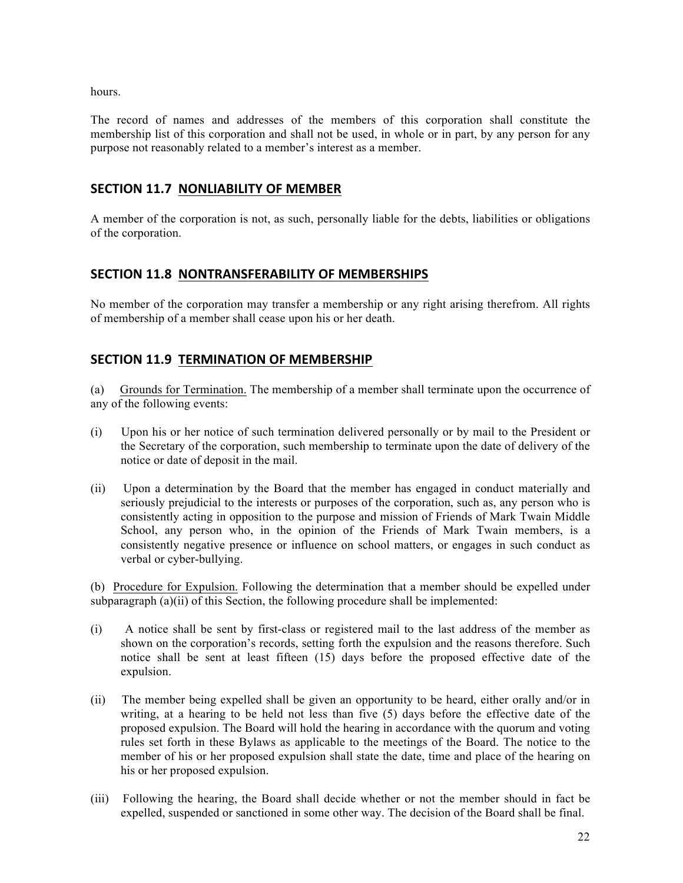hours.

The record of names and addresses of the members of this corporation shall constitute the membership list of this corporation and shall not be used, in whole or in part, by any person for any purpose not reasonably related to a member's interest as a member.

## SECTION 11.7 NONLIABILITY OF MEMBER

A member of the corporation is not, as such, personally liable for the debts, liabilities or obligations of the corporation.

## SECTION 11.8 NONTRANSFERABILITY OF MEMBERSHIPS

No member of the corporation may transfer a membership or any right arising therefrom. All rights of membership of a member shall cease upon his or her death.

## SECTION 11.9 TERMINATION OF MEMBERSHIP

(a) Grounds for Termination. The membership of a member shall terminate upon the occurrence of any of the following events:

(i) Upon his or her notice of such termination delivered personally or by mail to the President or the Secretary of the corporation, such membership to terminate upon the date of delivery of the notice or date of deposit in the mail.

(ii) Upon a determination by the Board that the member has engaged in conduct materially and seriously prejudicial to the interests or purposes of the corporation, such as, any person who is consistently acting in opposition to the purpose and mission of Friends of Mark Twain Middle School, any person who, in the opinion of the Friends of Mark Twain members, is a consistently negative presence or influence on school matters, or engages in such conduct as verbal or cyber-bullying.

(b) Procedure for Expulsion. Following the determination that a member should be expelled under subparagraph (a)(ii) of this Section, the following procedure shall be implemented:

(i) A notice shall be sent by first-class or registered mail to the last address of the member as shown on the corporation's records, setting forth the expulsion and the reasons therefore. Such notice shall be sent at least fifteen (15) days before the proposed effective date of the expulsion.

(ii) The member being expelled shall be given an opportunity to be heard, either orally and/or in writing, at a hearing to be held not less than five (5) days before the effective date of the proposed expulsion. The Board will hold the hearing in accordance with the quorum and voting rules set forth in these Bylaws as applicable to the meetings of the Board. The notice to the member of his or her proposed expulsion shall state the date, time and place of the hearing on his or her proposed expulsion.

(iii) Following the hearing, the Board shall decide whether or not the member should in fact be expelled, suspended or sanctioned in some other way. The decision of the Board shall be final.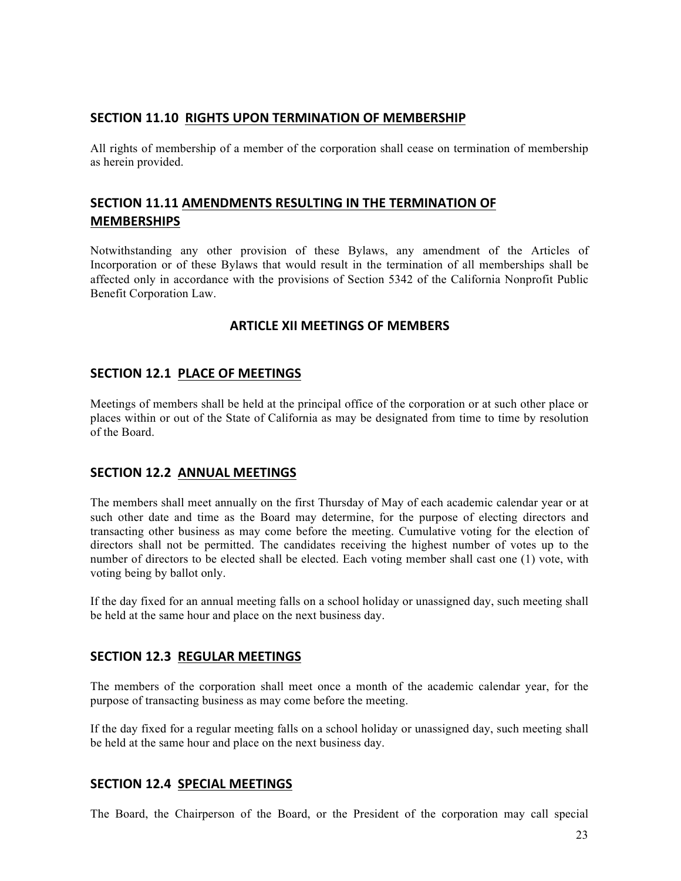## SECTION 11.10 RIGHTS UPON TERMINATION OF MEMBERSHIP

All rights of membership of a member of the corporation shall cease on termination of membership as herein provided.

## SECTION 11.11 AMENDMENTS RESULTING IN THE TERMINATION OF MEMBERSHIPS

Notwithstanding any other provision of these Bylaws, any amendment of the Articles of Incorporation or of these Bylaws that would result in the termination of all memberships shall be affected only in accordance with the provisions of Section 5342 of the California Nonprofit Public Benefit Corporation Law.

# ARTICLE XII MEETINGS OF MEMBERS

## SECTION 12.1 PLACE OF MEETINGS

Meetings of members shall be held at the principal office of the corporation or at such other place or places within or out of the State of California as may be designated from time to time by resolution of the Board.

## SECTION 12.2 ANNUAL MEETINGS

The members shall meet annually on the first Thursday of May of each academic calendar year or at such other date and time as the Board may determine, for the purpose of electing directors and transacting other business as may come before the meeting. Cumulative voting for the election of directors shall not be permitted. The candidates receiving the highest number of votes up to the number of directors to be elected shall be elected. Each voting member shall cast one (1) vote, with voting being by ballot only.

If the day fixed for an annual meeting falls on a school holiday or unassigned day, such meeting shall be held at the same hour and place on the next business day.

## SECTION 12.3 REGULAR MEETINGS

The members of the corporation shall meet once a month of the academic calendar year, for the purpose of transacting business as may come before the meeting.

If the day fixed for a regular meeting falls on a school holiday or unassigned day, such meeting shall be held at the same hour and place on the next business day.

## SECTION 12.4 SPECIAL MEETINGS

The Board, the Chairperson of the Board, or the President of the corporation may call special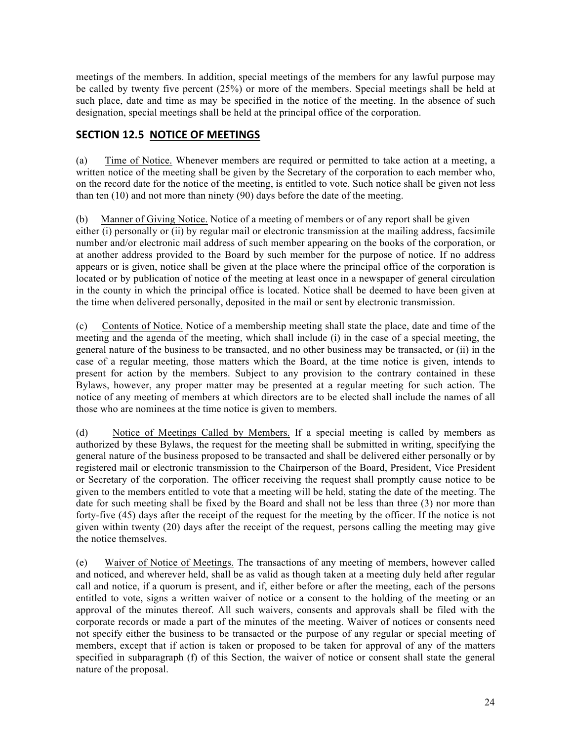meetings of the members. In addition, special meetings of the members for any lawful purpose may be called by twenty five percent (25%) or more of the members. Special meetings shall be held at such place, date and time as may be specified in the notice of the meeting. In the absence of such designation, special meetings shall be held at the principal office of the corporation.

## SECTION 12.5 NOTICE OF MEETINGS

(a) Time of Notice. Whenever members are required or permitted to take action at a meeting, a written notice of the meeting shall be given by the Secretary of the corporation to each member who, on the record date for the notice of the meeting, is entitled to vote. Such notice shall be given not less than ten (10) and not more than ninety (90) days before the date of the meeting.

(b) Manner of Giving Notice. Notice of a meeting of members or of any report shall be given either (i) personally or (ii) by regular mail or electronic transmission at the mailing address, facsimile number and/or electronic mail address of such member appearing on the books of the corporation, or at another address provided to the Board by such member for the purpose of notice. If no address appears or is given, notice shall be given at the place where the principal office of the corporation is located or by publication of notice of the meeting at least once in a newspaper of general circulation in the county in which the principal office is located. Notice shall be deemed to have been given at the time when delivered personally, deposited in the mail or sent by electronic transmission.

(c) Contents of Notice. Notice of a membership meeting shall state the place, date and time of the meeting and the agenda of the meeting, which shall include (i) in the case of a special meeting, the general nature of the business to be transacted, and no other business may be transacted, or (ii) in the case of a regular meeting, those matters which the Board, at the time notice is given, intends to present for action by the members. Subject to any provision to the contrary contained in these Bylaws, however, any proper matter may be presented at a regular meeting for such action. The notice of any meeting of members at which directors are to be elected shall include the names of all those who are nominees at the time notice is given to members.

(d) Notice of Meetings Called by Members. If a special meeting is called by members as authorized by these Bylaws, the request for the meeting shall be submitted in writing, specifying the general nature of the business proposed to be transacted and shall be delivered either personally or by registered mail or electronic transmission to the Chairperson of the Board, President, Vice President or Secretary of the corporation. The officer receiving the request shall promptly cause notice to be given to the members entitled to vote that a meeting will be held, stating the date of the meeting. The date for such meeting shall be fixed by the Board and shall not be less than three (3) nor more than forty-five (45) days after the receipt of the request for the meeting by the officer. If the notice is not given within twenty (20) days after the receipt of the request, persons calling the meeting may give the notice themselves.

(e) Waiver of Notice of Meetings. The transactions of any meeting of members, however called and noticed, and wherever held, shall be as valid as though taken at a meeting duly held after regular call and notice, if a quorum is present, and if, either before or after the meeting, each of the persons entitled to vote, signs a written waiver of notice or a consent to the holding of the meeting or an approval of the minutes thereof. All such waivers, consents and approvals shall be filed with the corporate records or made a part of the minutes of the meeting. Waiver of notices or consents need not specify either the business to be transacted or the purpose of any regular or special meeting of members, except that if action is taken or proposed to be taken for approval of any of the matters specified in subparagraph (f) of this Section, the waiver of notice or consent shall state the general nature of the proposal.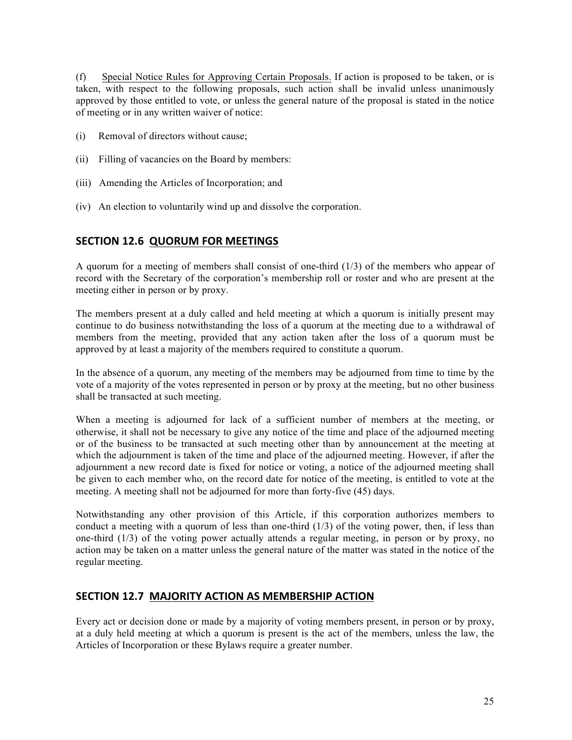(f) Special Notice Rules for Approving Certain Proposals. If action is proposed to be taken, or is taken, with respect to the following proposals, such action shall be invalid unless unanimously approved by those entitled to vote, or unless the general nature of the proposal is stated in the notice of meeting or in any written waiver of notice:

(i) Removal of directors without cause;

(ii) Filling of vacancies on the Board by members:

(iii) Amending the Articles of Incorporation; and

(iv) An election to voluntarily wind up and dissolve the corporation.

## SECTION 12.6 QUORUM FOR MEETINGS

A quorum for a meeting of members shall consist of one-third (1/3) of the members who appear of record with the Secretary of the corporation's membership roll or roster and who are present at the meeting either in person or by proxy.

The members present at a duly called and held meeting at which a quorum is initially present may continue to do business notwithstanding the loss of a quorum at the meeting due to a withdrawal of members from the meeting, provided that any action taken after the loss of a quorum must be approved by at least a majority of the members required to constitute a quorum.

In the absence of a quorum, any meeting of the members may be adjourned from time to time by the vote of a majority of the votes represented in person or by proxy at the meeting, but no other business shall be transacted at such meeting.

When a meeting is adjourned for lack of a sufficient number of members at the meeting, or otherwise, it shall not be necessary to give any notice of the time and place of the adjourned meeting or of the business to be transacted at such meeting other than by announcement at the meeting at which the adjournment is taken of the time and place of the adjourned meeting. However, if after the adjournment a new record date is fixed for notice or voting, a notice of the adjourned meeting shall be given to each member who, on the record date for notice of the meeting, is entitled to vote at the meeting. A meeting shall not be adjourned for more than forty-five (45) days.

Notwithstanding any other provision of this Article, if this corporation authorizes members to conduct a meeting with a quorum of less than one-third (1/3) of the voting power, then, if less than one-third (1/3) of the voting power actually attends a regular meeting, in person or by proxy, no action may be taken on a matter unless the general nature of the matter was stated in the notice of the regular meeting.

## SECTION 12.7 MAJORITY ACTION AS MEMBERSHIP ACTION

Every act or decision done or made by a majority of voting members present, in person or by proxy, at a duly held meeting at which a quorum is present is the act of the members, unless the law, the Articles of Incorporation or these Bylaws require a greater number.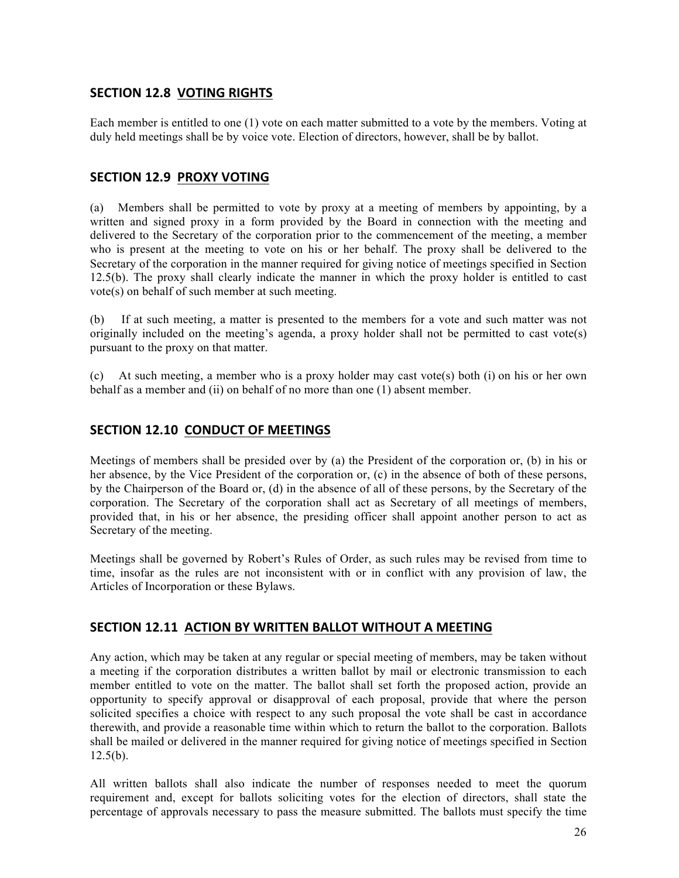## SECTION 12.8 VOTING RIGHTS

Each member is entitled to one (1) vote on each matter submitted to a vote by the members. Voting at duly held meetings shall be by voice vote. Election of directors, however, shall be by ballot.

## SECTION 12.9 PROXY VOTING

(a) Members shall be permitted to vote by proxy at a meeting of members by appointing, by a written and signed proxy in a form provided by the Board in connection with the meeting and delivered to the Secretary of the corporation prior to the commencement of the meeting, a member who is present at the meeting to vote on his or her behalf. The proxy shall be delivered to the Secretary of the corporation in the manner required for giving notice of meetings specified in Section 12.5(b). The proxy shall clearly indicate the manner in which the proxy holder is entitled to cast vote(s) on behalf of such member at such meeting.

(b) If at such meeting, a matter is presented to the members for a vote and such matter was not originally included on the meeting's agenda, a proxy holder shall not be permitted to cast vote(s) pursuant to the proxy on that matter.

(c) At such meeting, a member who is a proxy holder may cast vote(s) both (i) on his or her own behalf as a member and (ii) on behalf of no more than one (1) absent member.

## SECTION 12.10 CONDUCT OF MEETINGS

Meetings of members shall be presided over by (a) the President of the corporation or, (b) in his or her absence, by the Vice President of the corporation or, (c) in the absence of both of these persons, by the Chairperson of the Board or, (d) in the absence of all of these persons, by the Secretary of the corporation. The Secretary of the corporation shall act as Secretary of all meetings of members, provided that, in his or her absence, the presiding officer shall appoint another person to act as Secretary of the meeting.

Meetings shall be governed by Robert's Rules of Order, as such rules may be revised from time to time, insofar as the rules are not inconsistent with or in conflict with any provision of law, the Articles of Incorporation or these Bylaws.

## SECTION 12.11 ACTION BY WRITTEN BALLOT WITHOUT A MEETING

Any action, which may be taken at any regular or special meeting of members, may be taken without a meeting if the corporation distributes a written ballot by mail or electronic transmission to each member entitled to vote on the matter. The ballot shall set forth the proposed action, provide an opportunity to specify approval or disapproval of each proposal, provide that where the person solicited specifies a choice with respect to any such proposal the vote shall be cast in accordance therewith, and provide a reasonable time within which to return the ballot to the corporation. Ballots shall be mailed or delivered in the manner required for giving notice of meetings specified in Section 12.5(b).

All written ballots shall also indicate the number of responses needed to meet the quorum requirement and, except for ballots soliciting votes for the election of directors, shall state the percentage of approvals necessary to pass the measure submitted. The ballots must specify the time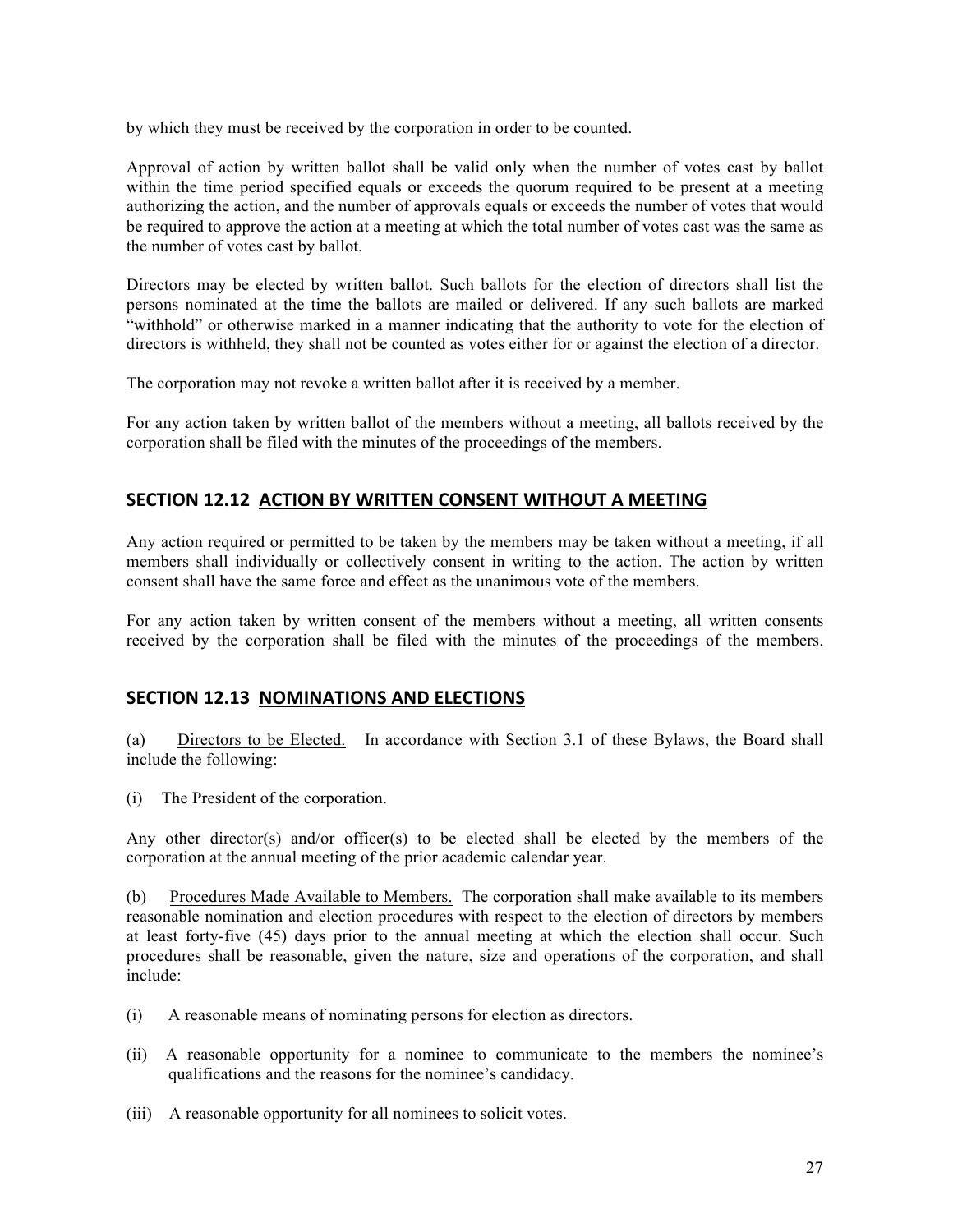by which they must be received by the corporation in order to be counted.

Approval of action by written ballot shall be valid only when the number of votes cast by ballot within the time period specified equals or exceeds the quorum required to be present at a meeting authorizing the action, and the number of approvals equals or exceeds the number of votes that would be required to approve the action at a meeting at which the total number of votes cast was the same as the number of votes cast by ballot.

Directors may be elected by written ballot. Such ballots for the election of directors shall list the persons nominated at the time the ballots are mailed or delivered. If any such ballots are marked "withhold" or otherwise marked in a manner indicating that the authority to vote for the election of directors is withheld, they shall not be counted as votes either for or against the election of a director.

The corporation may not revoke a written ballot after it is received by a member.

For any action taken by written ballot of the members without a meeting, all ballots received by the corporation shall be filed with the minutes of the proceedings of the members.

## SECTION 12.12 ACTION BY WRITTEN CONSENT WITHOUT A MEETING

Any action required or permitted to be taken by the members may be taken without a meeting, if all members shall individually or collectively consent in writing to the action. The action by written consent shall have the same force and effect as the unanimous vote of the members.

For any action taken by written consent of the members without a meeting, all written consents received by the corporation shall be filed with the minutes of the proceedings of the members.

## SECTION 12.13 NOMINATIONS AND ELECTIONS

(a) Directors to be Elected. In accordance with Section 3.1 of these Bylaws, the Board shall include the following:

(i) The President of the corporation.

Any other director(s) and/or officer(s) to be elected shall be elected by the members of the corporation at the annual meeting of the prior academic calendar year.

(b) Procedures Made Available to Members. The corporation shall make available to its members reasonable nomination and election procedures with respect to the election of directors by members at least forty-five (45) days prior to the annual meeting at which the election shall occur. Such procedures shall be reasonable, given the nature, size and operations of the corporation, and shall include:

(i) A reasonable means of nominating persons for election as directors.

(ii) A reasonable opportunity for a nominee to communicate to the members the nominee's qualifications and the reasons for the nominee's candidacy.

(iii) A reasonable opportunity for all nominees to solicit votes.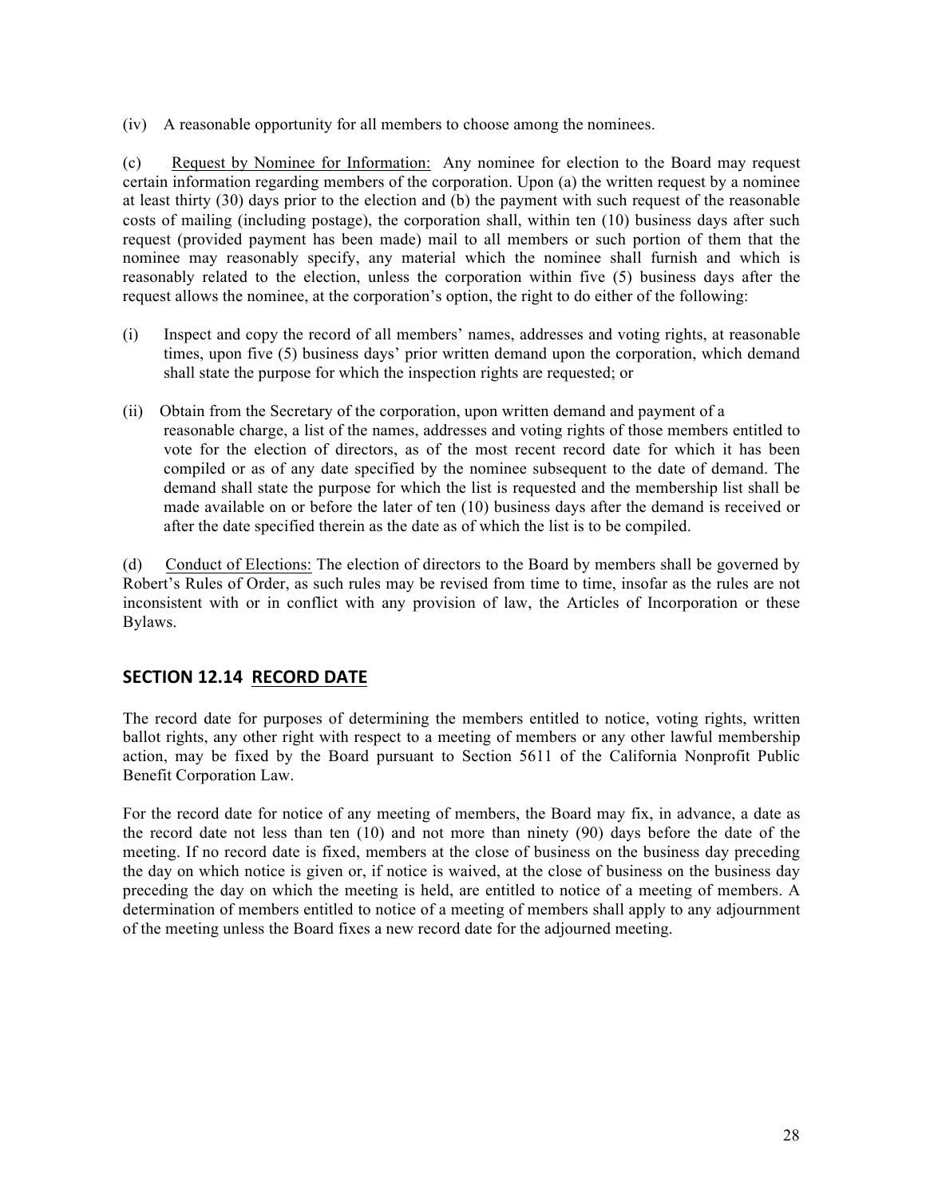(iv) A reasonable opportunity for all members to choose among the nominees.

(c) Request by Nominee for Information: Any nominee for election to the Board may request certain information regarding members of the corporation. Upon (a) the written request by a nominee at least thirty (30) days prior to the election and (b) the payment with such request of the reasonable costs of mailing (including postage), the corporation shall, within ten (10) business days after such request (provided payment has been made) mail to all members or such portion of them that the nominee may reasonably specify, any material which the nominee shall furnish and which is reasonably related to the election, unless the corporation within five (5) business days after the request allows the nominee, at the corporation's option, the right to do either of the following:

(i) Inspect and copy the record of all members' names, addresses and voting rights, at reasonable times, upon five (5) business days' prior written demand upon the corporation, which demand shall state the purpose for which the inspection rights are requested; or

(ii) Obtain from the Secretary of the corporation, upon written demand and payment of a reasonable charge, a list of the names, addresses and voting rights of those members entitled to vote for the election of directors, as of the most recent record date for which it has been compiled or as of any date specified by the nominee subsequent to the date of demand. The demand shall state the purpose for which the list is requested and the membership list shall be made available on or before the later of ten (10) business days after the demand is received or after the date specified therein as the date as of which the list is to be compiled.

(d) Conduct of Elections: The election of directors to the Board by members shall be governed by Robert's Rules of Order, as such rules may be revised from time to time, insofar as the rules are not inconsistent with or in conflict with any provision of law, the Articles of Incorporation or these Bylaws.

## SECTION 12.14 RECORD DATE

The record date for purposes of determining the members entitled to notice, voting rights, written ballot rights, any other right with respect to a meeting of members or any other lawful membership action, may be fixed by the Board pursuant to Section 5611 of the California Nonprofit Public Benefit Corporation Law.

For the record date for notice of any meeting of members, the Board may fix, in advance, a date as the record date not less than ten (10) and not more than ninety (90) days before the date of the meeting. If no record date is fixed, members at the close of business on the business day preceding the day on which notice is given or, if notice is waived, at the close of business on the business day preceding the day on which the meeting is held, are entitled to notice of a meeting of members. A determination of members entitled to notice of a meeting of members shall apply to any adjournment of the meeting unless the Board fixes a new record date for the adjourned meeting.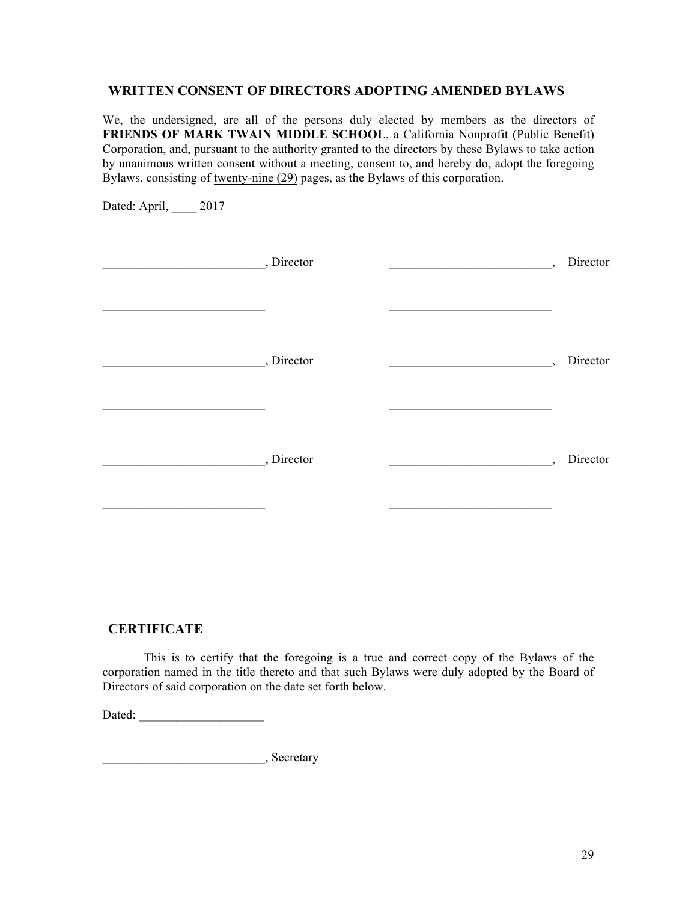## WRITTEN CONSENT OF DIRECTORS ADOPTING AMENDED BYLAWS

We, the undersigned, are all of the persons duly elected by members as the directors of **FRIENDS OF MARK TWAIN MIDDLE SCHOOL**, a California Nonprofit (Public Benefit) Corporation, and, pursuant to the authority granted to the directors by these Bylaws to take action by unanimous written consent without a meeting, consent to, and hereby do, adopt the foregoing Bylaws, consisting of twenty-nine (29) pages, as the Bylaws of this corporation.

Dated: April, ____ 2017

__________________________, Director    __________________________, Director

__________________________    __________________________

__________________________, Director    __________________________, Director

__________________________    __________________________

__________________________, Director    __________________________, Director

__________________________    __________________________

## CERTIFICATE

This is to certify that the foregoing is a true and correct copy of the Bylaws of the corporation named in the title thereto and that such Bylaws were duly adopted by the Board of Directors of said corporation on the date set forth below.

Dated: ____________________

__________________________, Secretary